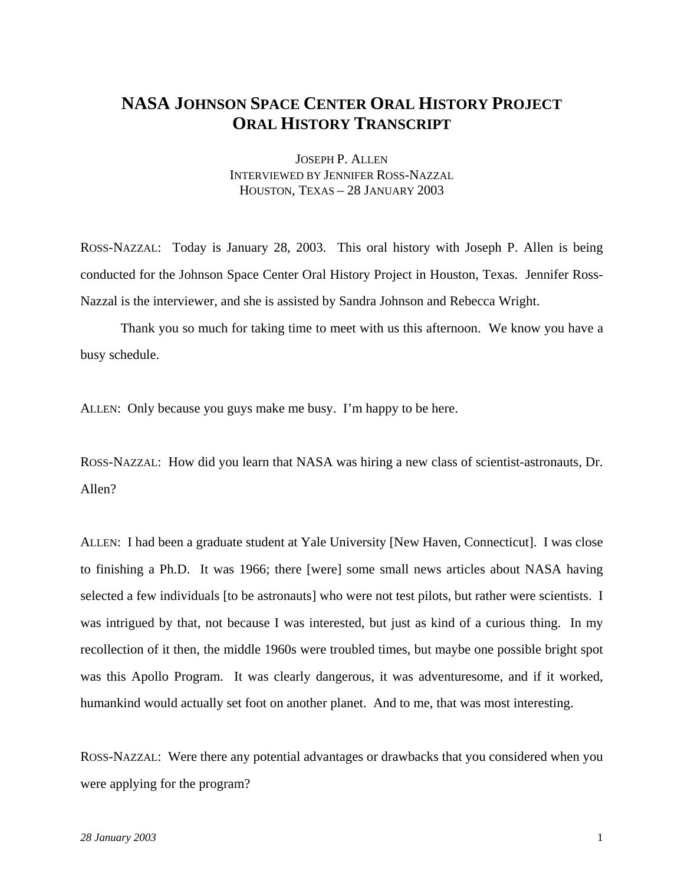# NASA JOHNSON SPACE CENTER ORAL HISTORY PROJECT
# ORAL HISTORY TRANSCRIPT

JOSEPH P. ALLEN
INTERVIEWED BY JENNIFER ROSS-NAZZAL
HOUSTON, TEXAS – 28 JANUARY 2003

ROSS-NAZZAL: Today is January 28, 2003. This oral history with Joseph P. Allen is being conducted for the Johnson Space Center Oral History Project in Houston, Texas. Jennifer Ross-Nazzal is the interviewer, and she is assisted by Sandra Johnson and Rebecca Wright.

Thank you so much for taking time to meet with us this afternoon. We know you have a busy schedule.

ALLEN: Only because you guys make me busy. I'm happy to be here.

ROSS-NAZZAL: How did you learn that NASA was hiring a new class of scientist-astronauts, Dr. Allen?

ALLEN: I had been a graduate student at Yale University [New Haven, Connecticut]. I was close to finishing a Ph.D. It was 1966; there [were] some small news articles about NASA having selected a few individuals [to be astronauts] who were not test pilots, but rather were scientists. I was intrigued by that, not because I was interested, but just as kind of a curious thing. In my recollection of it then, the middle 1960s were troubled times, but maybe one possible bright spot was this Apollo Program. It was clearly dangerous, it was adventuresome, and if it worked, humankind would actually set foot on another planet. And to me, that was most interesting.

ROSS-NAZZAL: Were there any potential advantages or drawbacks that you considered when you were applying for the program?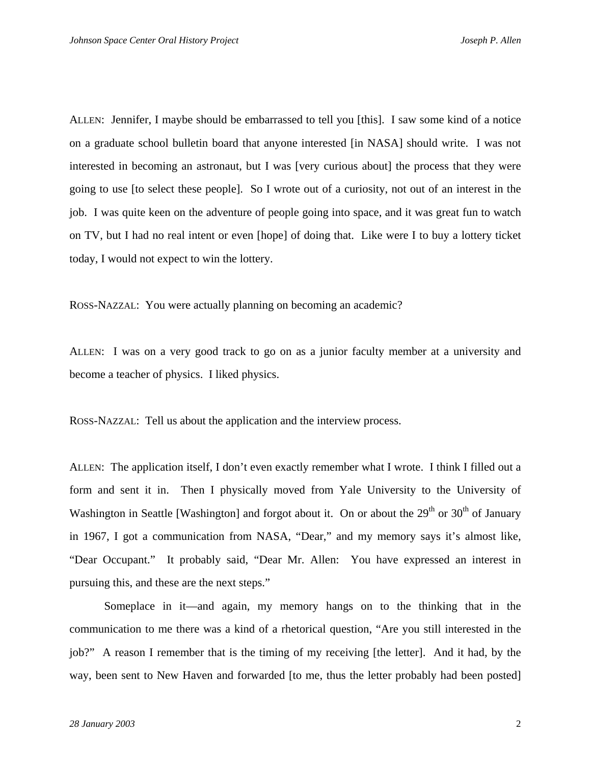ALLEN: Jennifer, I maybe should be embarrassed to tell you [this]. I saw some kind of a notice on a graduate school bulletin board that anyone interested [in NASA] should write. I was not interested in becoming an astronaut, but I was [very curious about] the process that they were going to use [to select these people]. So I wrote out of a curiosity, not out of an interest in the job. I was quite keen on the adventure of people going into space, and it was great fun to watch on TV, but I had no real intent or even [hope] of doing that. Like were I to buy a lottery ticket today, I would not expect to win the lottery.

ROSS-NAZZAL: You were actually planning on becoming an academic?

ALLEN: I was on a very good track to go on as a junior faculty member at a university and become a teacher of physics. I liked physics.

ROSS-NAZZAL: Tell us about the application and the interview process.

ALLEN: The application itself, I don't even exactly remember what I wrote. I think I filled out a form and sent it in. Then I physically moved from Yale University to the University of Washington in Seattle [Washington] and forgot about it. On or about the 29th or 30th of January in 1967, I got a communication from NASA, "Dear," and my memory says it's almost like, "Dear Occupant." It probably said, "Dear Mr. Allen: You have expressed an interest in pursuing this, and these are the next steps."

Someplace in it—and again, my memory hangs on to the thinking that in the communication to me there was a kind of a rhetorical question, "Are you still interested in the job?" A reason I remember that is the timing of my receiving [the letter]. And it had, by the way, been sent to New Haven and forwarded [to me, thus the letter probably had been posted]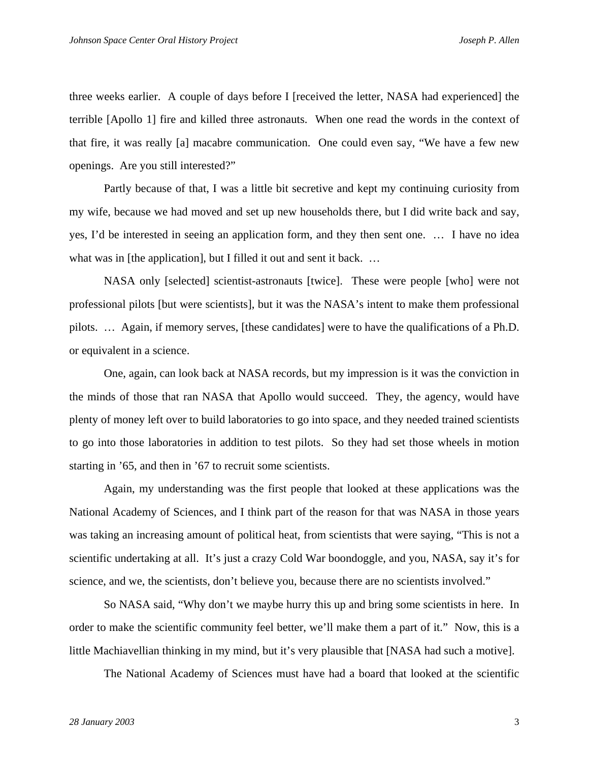three weeks earlier. A couple of days before I [received the letter, NASA had experienced] the terrible [Apollo 1] fire and killed three astronauts. When one read the words in the context of that fire, it was really [a] macabre communication. One could even say, "We have a few new openings. Are you still interested?"

Partly because of that, I was a little bit secretive and kept my continuing curiosity from my wife, because we had moved and set up new households there, but I did write back and say, yes, I'd be interested in seeing an application form, and they then sent one. … I have no idea what was in [the application], but I filled it out and sent it back. …

NASA only [selected] scientist-astronauts [twice]. These were people [who] were not professional pilots [but were scientists], but it was the NASA's intent to make them professional pilots. … Again, if memory serves, [these candidates] were to have the qualifications of a Ph.D. or equivalent in a science.

One, again, can look back at NASA records, but my impression is it was the conviction in the minds of those that ran NASA that Apollo would succeed. They, the agency, would have plenty of money left over to build laboratories to go into space, and they needed trained scientists to go into those laboratories in addition to test pilots. So they had set those wheels in motion starting in '65, and then in '67 to recruit some scientists.

Again, my understanding was the first people that looked at these applications was the National Academy of Sciences, and I think part of the reason for that was NASA in those years was taking an increasing amount of political heat, from scientists that were saying, "This is not a scientific undertaking at all. It's just a crazy Cold War boondoggle, and you, NASA, say it's for science, and we, the scientists, don't believe you, because there are no scientists involved."

So NASA said, "Why don't we maybe hurry this up and bring some scientists in here. In order to make the scientific community feel better, we'll make them a part of it." Now, this is a little Machiavellian thinking in my mind, but it's very plausible that [NASA had such a motive].

The National Academy of Sciences must have had a board that looked at the scientific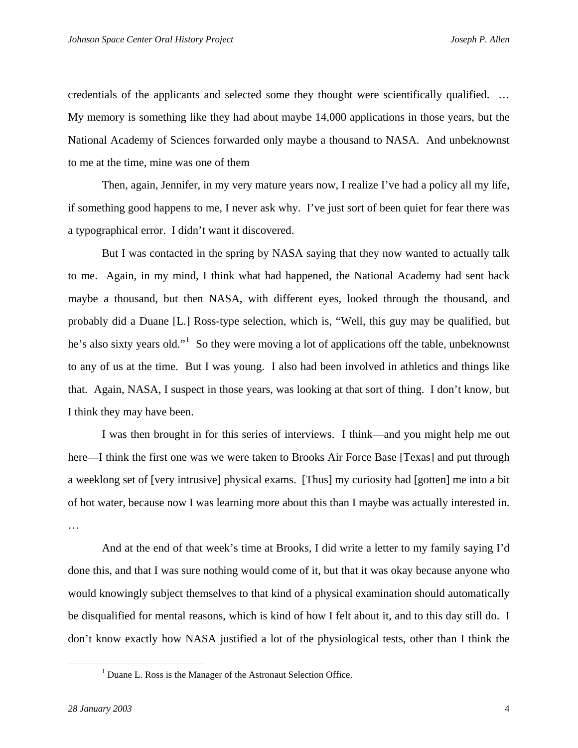credentials of the applicants and selected some they thought were scientifically qualified. … My memory is something like they had about maybe 14,000 applications in those years, but the National Academy of Sciences forwarded only maybe a thousand to NASA. And unbeknownst to me at the time, mine was one of them

Then, again, Jennifer, in my very mature years now, I realize I've had a policy all my life, if something good happens to me, I never ask why. I've just sort of been quiet for fear there was a typographical error. I didn't want it discovered.

But I was contacted in the spring by NASA saying that they now wanted to actually talk to me. Again, in my mind, I think what had happened, the National Academy had sent back maybe a thousand, but then NASA, with different eyes, looked through the thousand, and probably did a Duane [L.] Ross-type selection, which is, "Well, this guy may be qualified, but he's also sixty years old."[1] So they were moving a lot of applications off the table, unbeknownst to any of us at the time. But I was young. I also had been involved in athletics and things like that. Again, NASA, I suspect in those years, was looking at that sort of thing. I don't know, but I think they may have been.

I was then brought in for this series of interviews. I think—and you might help me out here—I think the first one was we were taken to Brooks Air Force Base [Texas] and put through a weeklong set of [very intrusive] physical exams. [Thus] my curiosity had [gotten] me into a bit of hot water, because now I was learning more about this than I maybe was actually interested in. …

And at the end of that week's time at Brooks, I did write a letter to my family saying I'd done this, and that I was sure nothing would come of it, but that it was okay because anyone who would knowingly subject themselves to that kind of a physical examination should automatically be disqualified for mental reasons, which is kind of how I felt about it, and to this day still do. I don't know exactly how NASA justified a lot of the physiological tests, other than I think the

[1] Duane L. Ross is the Manager of the Astronaut Selection Office.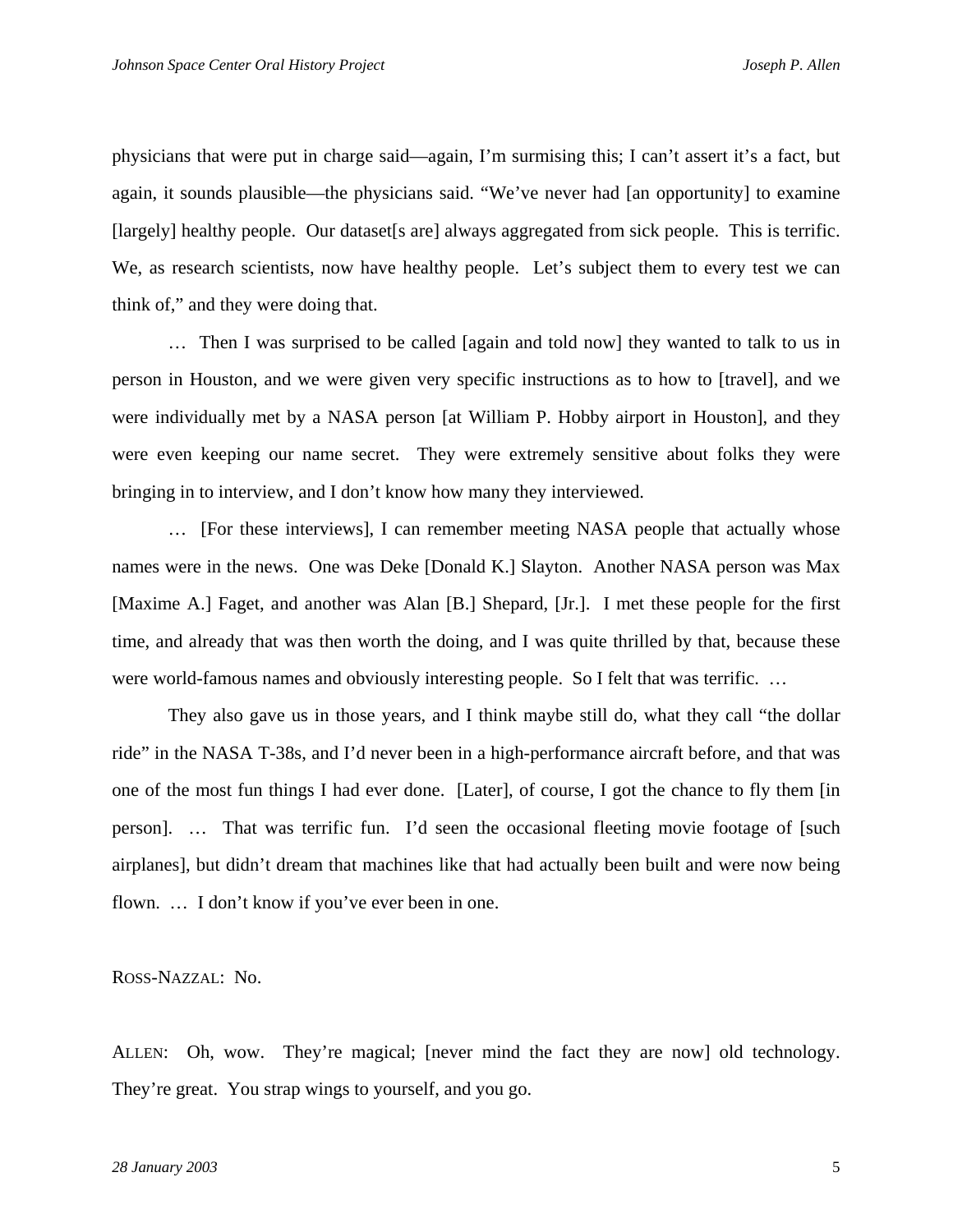physicians that were put in charge said—again, I'm surmising this; I can't assert it's a fact, but again, it sounds plausible—the physicians said. "We've never had [an opportunity] to examine [largely] healthy people. Our dataset[s are] always aggregated from sick people. This is terrific. We, as research scientists, now have healthy people. Let's subject them to every test we can think of," and they were doing that.

… Then I was surprised to be called [again and told now] they wanted to talk to us in person in Houston, and we were given very specific instructions as to how to [travel], and we were individually met by a NASA person [at William P. Hobby airport in Houston], and they were even keeping our name secret. They were extremely sensitive about folks they were bringing in to interview, and I don't know how many they interviewed.

… [For these interviews], I can remember meeting NASA people that actually whose names were in the news. One was Deke [Donald K.] Slayton. Another NASA person was Max [Maxime A.] Faget, and another was Alan [B.] Shepard, [Jr.]. I met these people for the first time, and already that was then worth the doing, and I was quite thrilled by that, because these were world-famous names and obviously interesting people. So I felt that was terrific. …

They also gave us in those years, and I think maybe still do, what they call "the dollar ride" in the NASA T-38s, and I'd never been in a high-performance aircraft before, and that was one of the most fun things I had ever done. [Later], of course, I got the chance to fly them [in person]. … That was terrific fun. I'd seen the occasional fleeting movie footage of [such airplanes], but didn't dream that machines like that had actually been built and were now being flown. … I don't know if you've ever been in one.

ROSS-NAZZAL: No.

ALLEN: Oh, wow. They're magical; [never mind the fact they are now] old technology. They're great. You strap wings to yourself, and you go.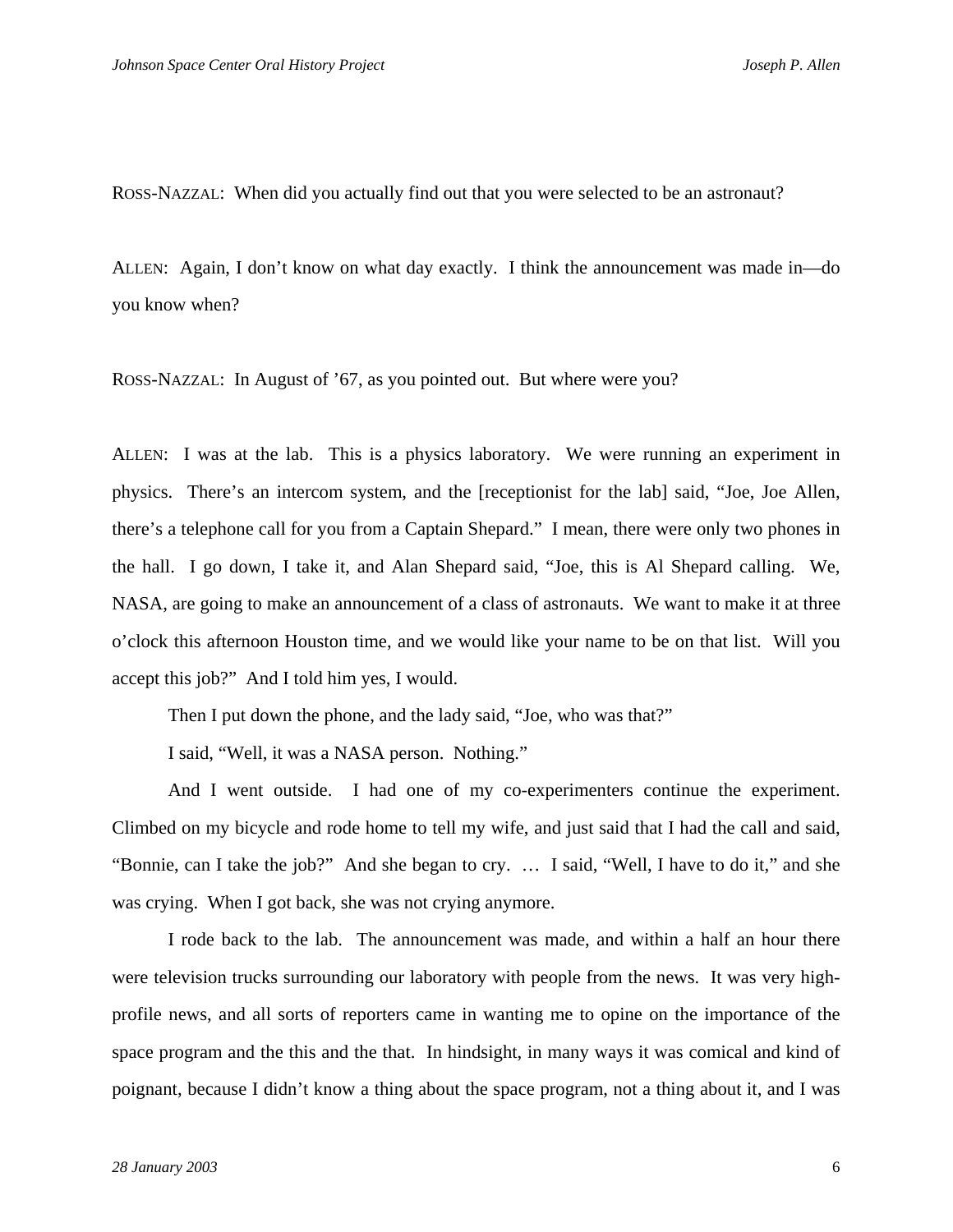ROSS-NAZZAL: When did you actually find out that you were selected to be an astronaut?

ALLEN: Again, I don't know on what day exactly. I think the announcement was made in—do you know when?

ROSS-NAZZAL: In August of '67, as you pointed out. But where were you?

ALLEN: I was at the lab. This is a physics laboratory. We were running an experiment in physics. There's an intercom system, and the [receptionist for the lab] said, "Joe, Joe Allen, there's a telephone call for you from a Captain Shepard." I mean, there were only two phones in the hall. I go down, I take it, and Alan Shepard said, "Joe, this is Al Shepard calling. We, NASA, are going to make an announcement of a class of astronauts. We want to make it at three o'clock this afternoon Houston time, and we would like your name to be on that list. Will you accept this job?" And I told him yes, I would.

Then I put down the phone, and the lady said, "Joe, who was that?"

I said, "Well, it was a NASA person. Nothing."

And I went outside. I had one of my co-experimenters continue the experiment. Climbed on my bicycle and rode home to tell my wife, and just said that I had the call and said, "Bonnie, can I take the job?" And she began to cry. … I said, "Well, I have to do it," and she was crying. When I got back, she was not crying anymore.

I rode back to the lab. The announcement was made, and within a half an hour there were television trucks surrounding our laboratory with people from the news. It was very high-profile news, and all sorts of reporters came in wanting me to opine on the importance of the space program and the this and the that. In hindsight, in many ways it was comical and kind of poignant, because I didn't know a thing about the space program, not a thing about it, and I was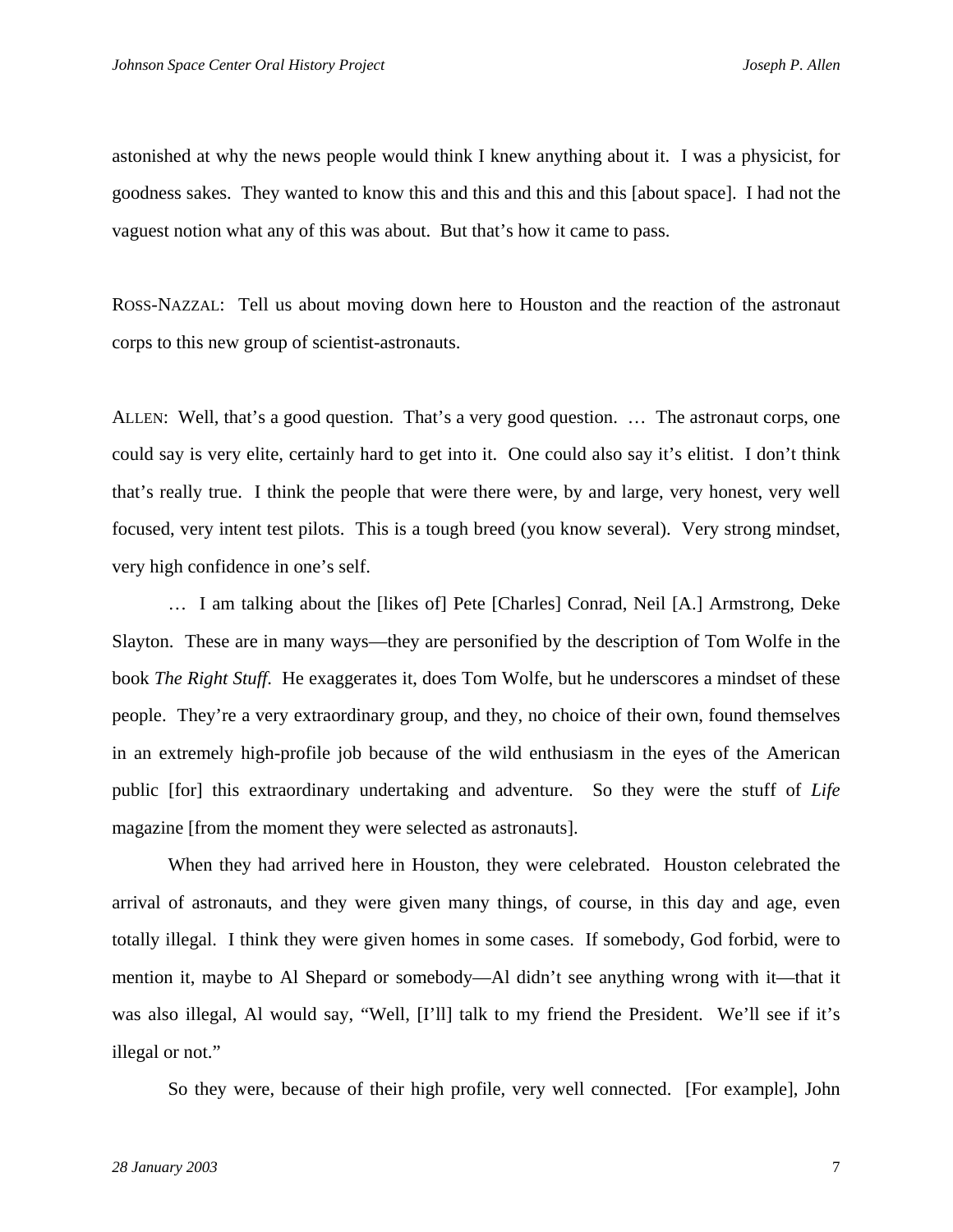astonished at why the news people would think I knew anything about it. I was a physicist, for goodness sakes. They wanted to know this and this and this and this [about space]. I had not the vaguest notion what any of this was about. But that's how it came to pass.

ROSS-NAZZAL: Tell us about moving down here to Houston and the reaction of the astronaut corps to this new group of scientist-astronauts.

ALLEN: Well, that's a good question. That's a very good question. … The astronaut corps, one could say is very elite, certainly hard to get into it. One could also say it's elitist. I don't think that's really true. I think the people that were there were, by and large, very honest, very well focused, very intent test pilots. This is a tough breed (you know several). Very strong mindset, very high confidence in one's self.

… I am talking about the [likes of] Pete [Charles] Conrad, Neil [A.] Armstrong, Deke Slayton. These are in many ways—they are personified by the description of Tom Wolfe in the book *The Right Stuff*. He exaggerates it, does Tom Wolfe, but he underscores a mindset of these people. They're a very extraordinary group, and they, no choice of their own, found themselves in an extremely high-profile job because of the wild enthusiasm in the eyes of the American public [for] this extraordinary undertaking and adventure. So they were the stuff of *Life* magazine [from the moment they were selected as astronauts].

When they had arrived here in Houston, they were celebrated. Houston celebrated the arrival of astronauts, and they were given many things, of course, in this day and age, even totally illegal. I think they were given homes in some cases. If somebody, God forbid, were to mention it, maybe to Al Shepard or somebody—Al didn't see anything wrong with it—that it was also illegal, Al would say, "Well, [I'll] talk to my friend the President. We'll see if it's illegal or not."

So they were, because of their high profile, very well connected. [For example], John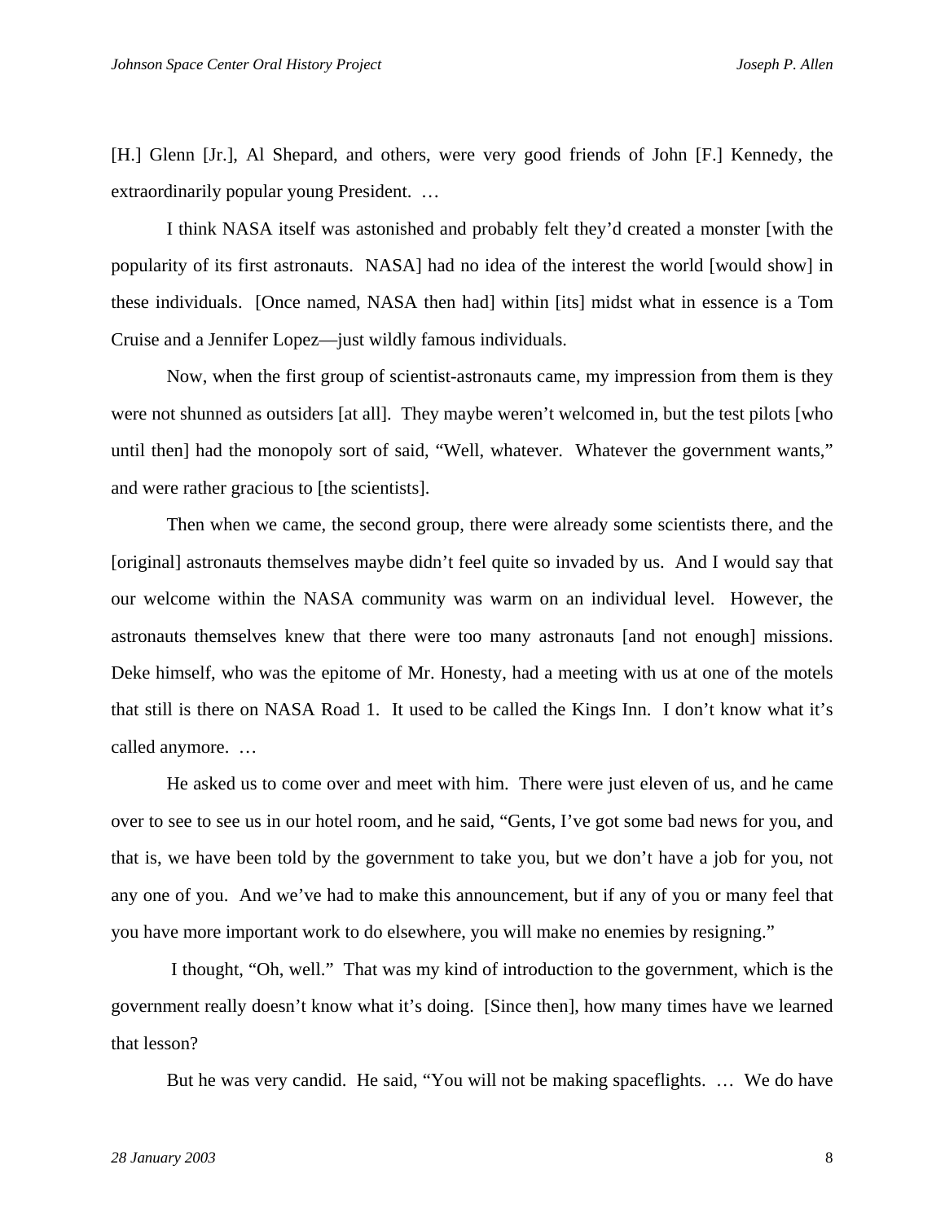[H.] Glenn [Jr.], Al Shepard, and others, were very good friends of John [F.] Kennedy, the extraordinarily popular young President. …

I think NASA itself was astonished and probably felt they'd created a monster [with the popularity of its first astronauts. NASA] had no idea of the interest the world [would show] in these individuals. [Once named, NASA then had] within [its] midst what in essence is a Tom Cruise and a Jennifer Lopez—just wildly famous individuals.

Now, when the first group of scientist-astronauts came, my impression from them is they were not shunned as outsiders [at all]. They maybe weren't welcomed in, but the test pilots [who until then] had the monopoly sort of said, "Well, whatever. Whatever the government wants," and were rather gracious to [the scientists].

Then when we came, the second group, there were already some scientists there, and the [original] astronauts themselves maybe didn't feel quite so invaded by us. And I would say that our welcome within the NASA community was warm on an individual level. However, the astronauts themselves knew that there were too many astronauts [and not enough] missions. Deke himself, who was the epitome of Mr. Honesty, had a meeting with us at one of the motels that still is there on NASA Road 1. It used to be called the Kings Inn. I don't know what it's called anymore. …

He asked us to come over and meet with him. There were just eleven of us, and he came over to see to see us in our hotel room, and he said, "Gents, I've got some bad news for you, and that is, we have been told by the government to take you, but we don't have a job for you, not any one of you. And we've had to make this announcement, but if any of you or many feel that you have more important work to do elsewhere, you will make no enemies by resigning."

I thought, "Oh, well." That was my kind of introduction to the government, which is the government really doesn't know what it's doing. [Since then], how many times have we learned that lesson?

But he was very candid. He said, "You will not be making spaceflights. … We do have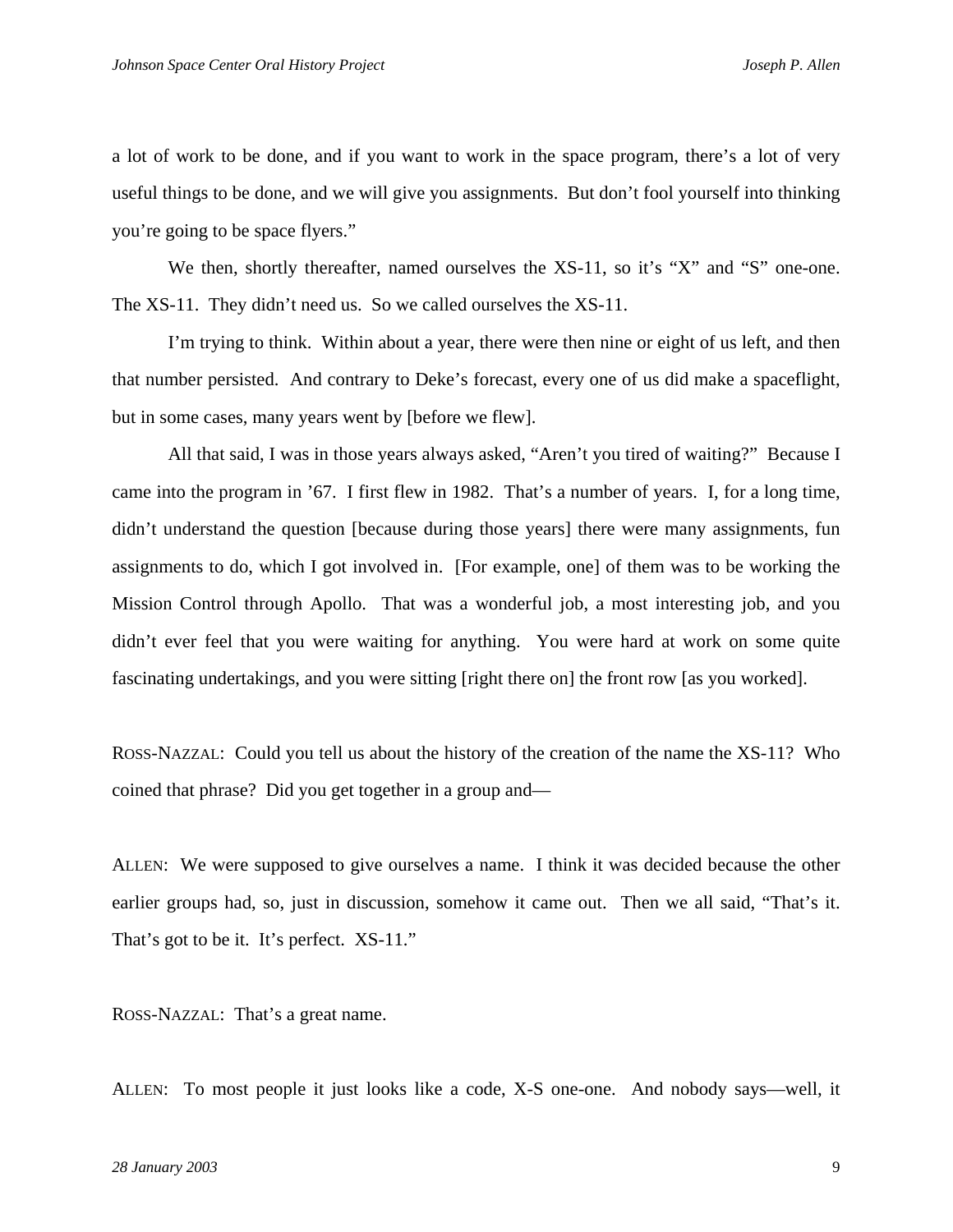a lot of work to be done, and if you want to work in the space program, there's a lot of very useful things to be done, and we will give you assignments. But don't fool yourself into thinking you're going to be space flyers."

We then, shortly thereafter, named ourselves the XS-11, so it's "X" and "S" one-one. The XS-11. They didn't need us. So we called ourselves the XS-11.

I'm trying to think. Within about a year, there were then nine or eight of us left, and then that number persisted. And contrary to Deke's forecast, every one of us did make a spaceflight, but in some cases, many years went by [before we flew].

All that said, I was in those years always asked, "Aren't you tired of waiting?" Because I came into the program in '67. I first flew in 1982. That's a number of years. I, for a long time, didn't understand the question [because during those years] there were many assignments, fun assignments to do, which I got involved in. [For example, one] of them was to be working the Mission Control through Apollo. That was a wonderful job, a most interesting job, and you didn't ever feel that you were waiting for anything. You were hard at work on some quite fascinating undertakings, and you were sitting [right there on] the front row [as you worked].

ROSS-NAZZAL: Could you tell us about the history of the creation of the name the XS-11? Who coined that phrase? Did you get together in a group and—

ALLEN: We were supposed to give ourselves a name. I think it was decided because the other earlier groups had, so, just in discussion, somehow it came out. Then we all said, "That's it. That's got to be it. It's perfect. XS-11."

ROSS-NAZZAL: That's a great name.

ALLEN: To most people it just looks like a code, X-S one-one. And nobody says—well, it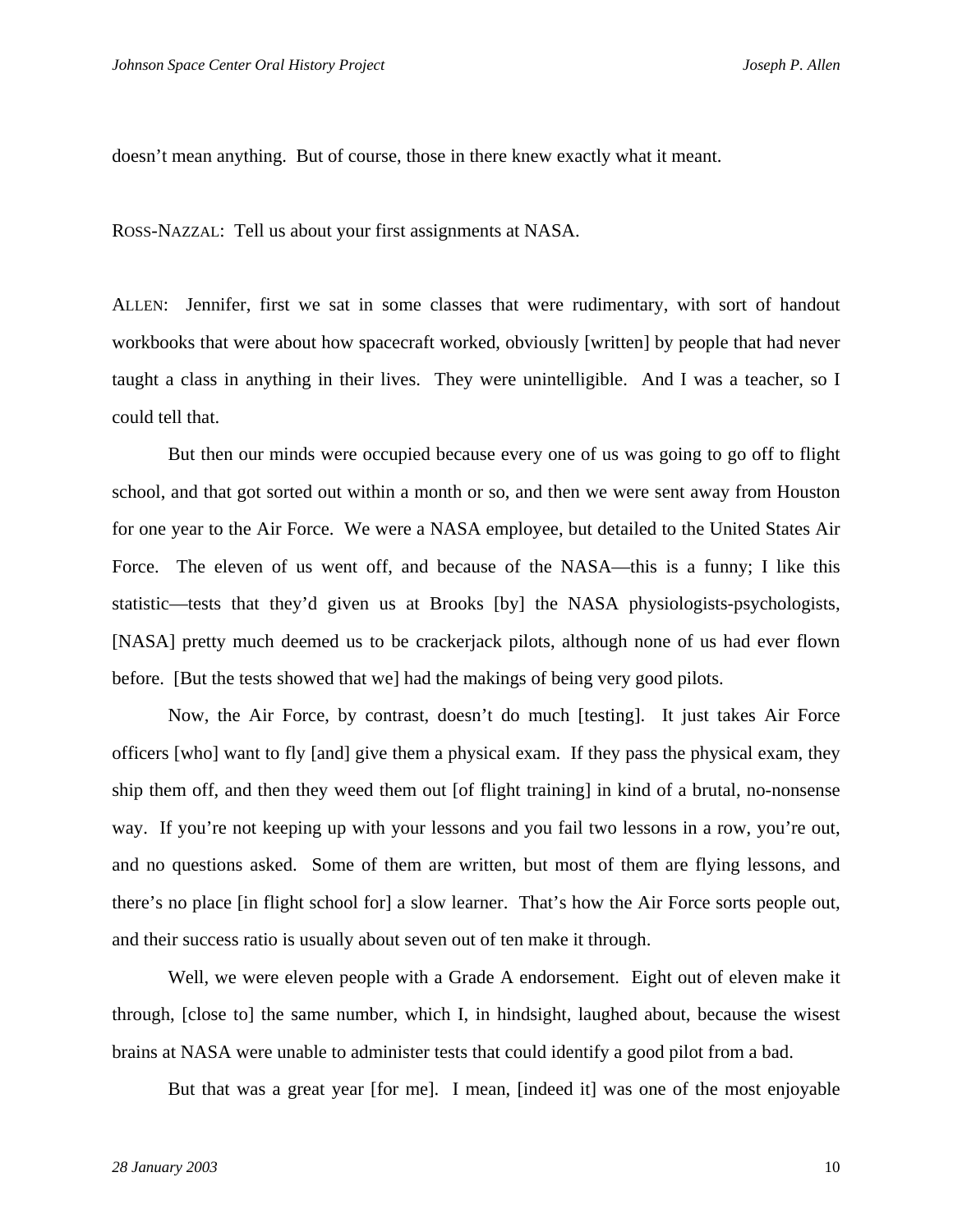doesn't mean anything. But of course, those in there knew exactly what it meant.

ROSS-NAZZAL: Tell us about your first assignments at NASA.

ALLEN: Jennifer, first we sat in some classes that were rudimentary, with sort of handout workbooks that were about how spacecraft worked, obviously [written] by people that had never taught a class in anything in their lives. They were unintelligible. And I was a teacher, so I could tell that.

But then our minds were occupied because every one of us was going to go off to flight school, and that got sorted out within a month or so, and then we were sent away from Houston for one year to the Air Force. We were a NASA employee, but detailed to the United States Air Force. The eleven of us went off, and because of the NASA—this is a funny; I like this statistic—tests that they'd given us at Brooks [by] the NASA physiologists-psychologists, [NASA] pretty much deemed us to be crackerjack pilots, although none of us had ever flown before. [But the tests showed that we] had the makings of being very good pilots.

Now, the Air Force, by contrast, doesn't do much [testing]. It just takes Air Force officers [who] want to fly [and] give them a physical exam. If they pass the physical exam, they ship them off, and then they weed them out [of flight training] in kind of a brutal, no-nonsense way. If you're not keeping up with your lessons and you fail two lessons in a row, you're out, and no questions asked. Some of them are written, but most of them are flying lessons, and there's no place [in flight school for] a slow learner. That's how the Air Force sorts people out, and their success ratio is usually about seven out of ten make it through.

Well, we were eleven people with a Grade A endorsement. Eight out of eleven make it through, [close to] the same number, which I, in hindsight, laughed about, because the wisest brains at NASA were unable to administer tests that could identify a good pilot from a bad.

But that was a great year [for me]. I mean, [indeed it] was one of the most enjoyable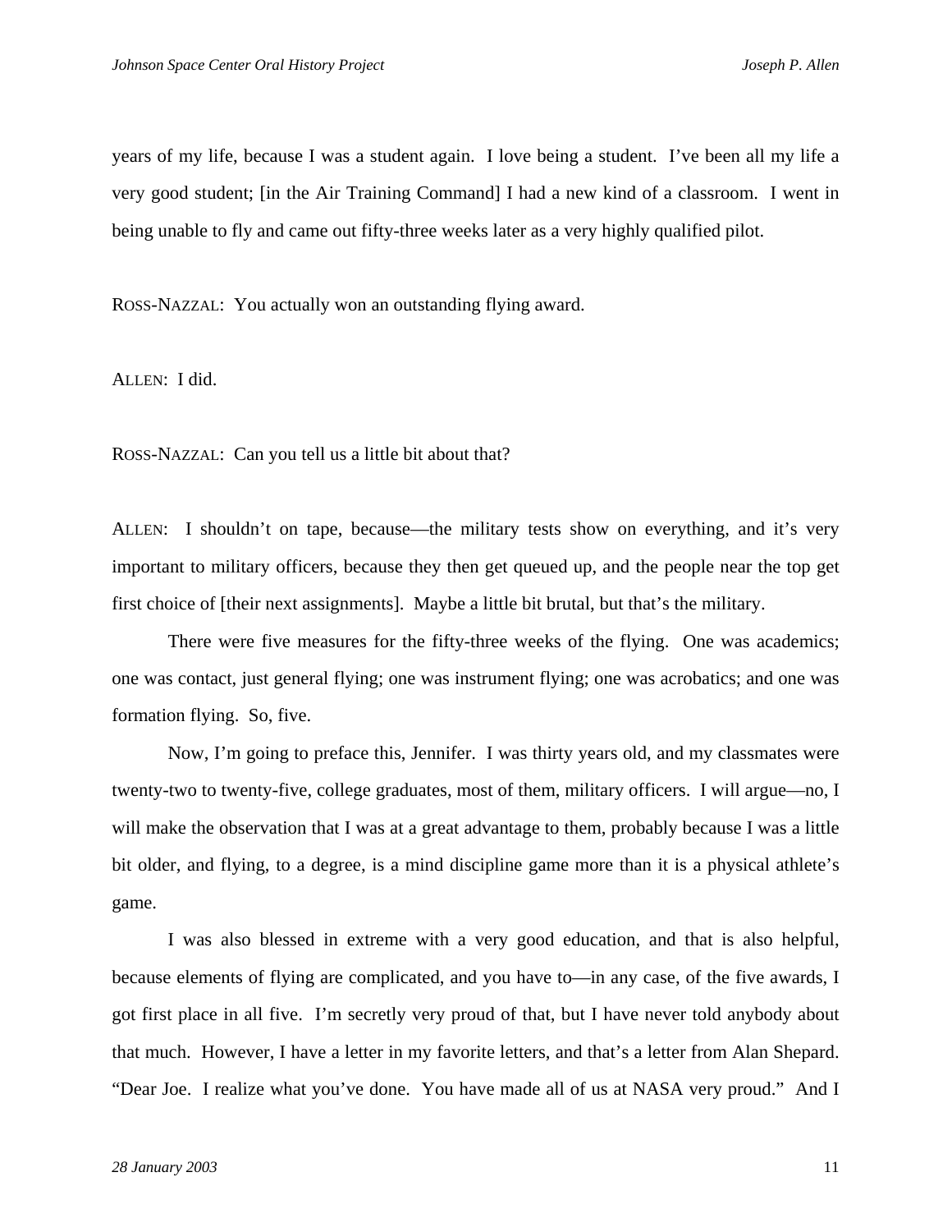years of my life, because I was a student again. I love being a student. I've been all my life a very good student; [in the Air Training Command] I had a new kind of a classroom. I went in being unable to fly and came out fifty-three weeks later as a very highly qualified pilot.

ROSS-NAZZAL: You actually won an outstanding flying award.

ALLEN: I did.

ROSS-NAZZAL: Can you tell us a little bit about that?

ALLEN: I shouldn't on tape, because—the military tests show on everything, and it's very important to military officers, because they then get queued up, and the people near the top get first choice of [their next assignments]. Maybe a little bit brutal, but that's the military.

There were five measures for the fifty-three weeks of the flying. One was academics; one was contact, just general flying; one was instrument flying; one was acrobatics; and one was formation flying. So, five.

Now, I'm going to preface this, Jennifer. I was thirty years old, and my classmates were twenty-two to twenty-five, college graduates, most of them, military officers. I will argue—no, I will make the observation that I was at a great advantage to them, probably because I was a little bit older, and flying, to a degree, is a mind discipline game more than it is a physical athlete's game.

I was also blessed in extreme with a very good education, and that is also helpful, because elements of flying are complicated, and you have to—in any case, of the five awards, I got first place in all five. I'm secretly very proud of that, but I have never told anybody about that much. However, I have a letter in my favorite letters, and that's a letter from Alan Shepard. "Dear Joe. I realize what you've done. You have made all of us at NASA very proud." And I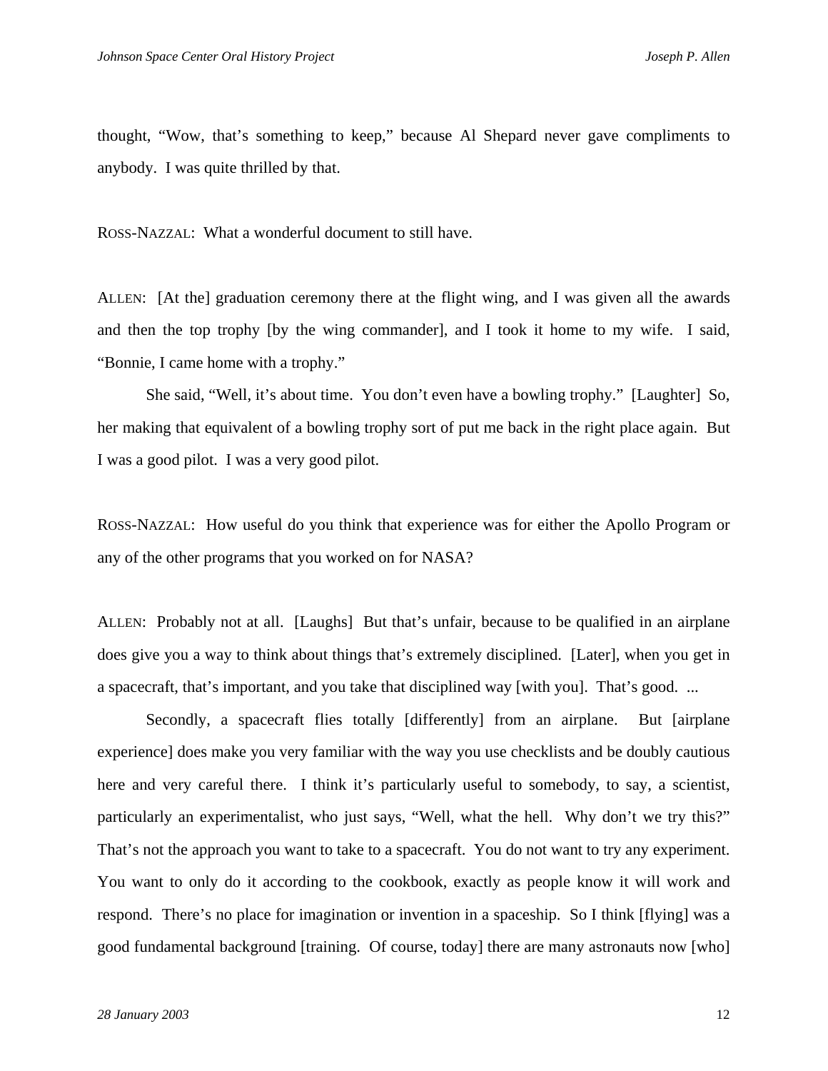thought, "Wow, that's something to keep," because Al Shepard never gave compliments to anybody. I was quite thrilled by that.

ROSS-NAZZAL: What a wonderful document to still have.

ALLEN: [At the] graduation ceremony there at the flight wing, and I was given all the awards and then the top trophy [by the wing commander], and I took it home to my wife. I said, "Bonnie, I came home with a trophy."

She said, "Well, it's about time. You don't even have a bowling trophy." [Laughter] So, her making that equivalent of a bowling trophy sort of put me back in the right place again. But I was a good pilot. I was a very good pilot.

ROSS-NAZZAL: How useful do you think that experience was for either the Apollo Program or any of the other programs that you worked on for NASA?

ALLEN: Probably not at all. [Laughs] But that's unfair, because to be qualified in an airplane does give you a way to think about things that's extremely disciplined. [Later], when you get in a spacecraft, that's important, and you take that disciplined way [with you]. That's good. ...

Secondly, a spacecraft flies totally [differently] from an airplane. But [airplane experience] does make you very familiar with the way you use checklists and be doubly cautious here and very careful there. I think it's particularly useful to somebody, to say, a scientist, particularly an experimentalist, who just says, "Well, what the hell. Why don't we try this?" That's not the approach you want to take to a spacecraft. You do not want to try any experiment. You want to only do it according to the cookbook, exactly as people know it will work and respond. There's no place for imagination or invention in a spaceship. So I think [flying] was a good fundamental background [training. Of course, today] there are many astronauts now [who]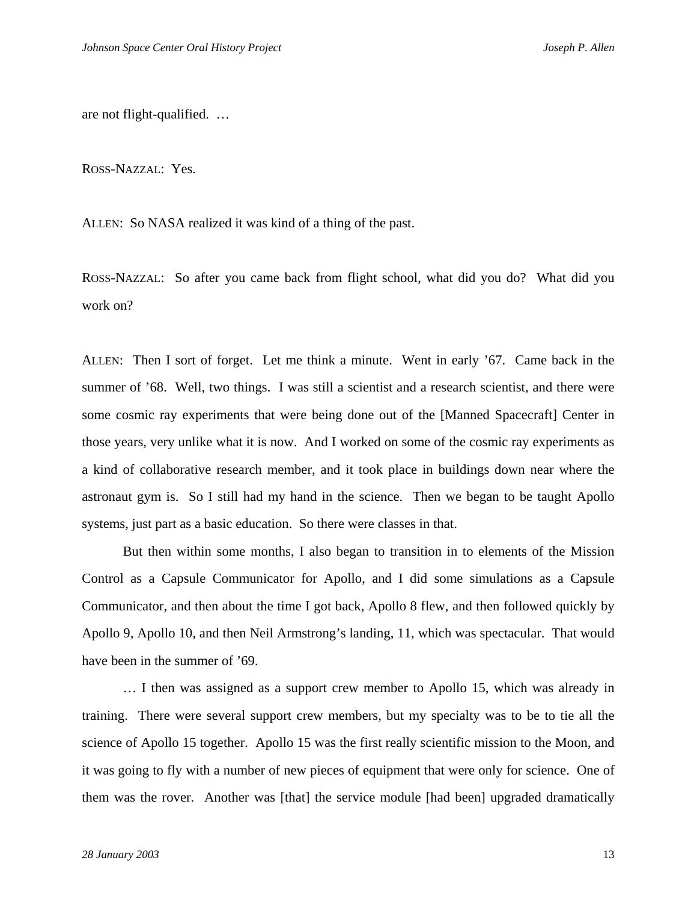are not flight-qualified. …

ROSS-NAZZAL: Yes.

ALLEN: So NASA realized it was kind of a thing of the past.

ROSS-NAZZAL: So after you came back from flight school, what did you do? What did you work on?

ALLEN: Then I sort of forget. Let me think a minute. Went in early ’67. Came back in the summer of ’68. Well, two things. I was still a scientist and a research scientist, and there were some cosmic ray experiments that were being done out of the [Manned Spacecraft] Center in those years, very unlike what it is now. And I worked on some of the cosmic ray experiments as a kind of collaborative research member, and it took place in buildings down near where the astronaut gym is. So I still had my hand in the science. Then we began to be taught Apollo systems, just part as a basic education. So there were classes in that.

But then within some months, I also began to transition in to elements of the Mission Control as a Capsule Communicator for Apollo, and I did some simulations as a Capsule Communicator, and then about the time I got back, Apollo 8 flew, and then followed quickly by Apollo 9, Apollo 10, and then Neil Armstrong’s landing, 11, which was spectacular. That would have been in the summer of ’69.

… I then was assigned as a support crew member to Apollo 15, which was already in training. There were several support crew members, but my specialty was to be to tie all the science of Apollo 15 together. Apollo 15 was the first really scientific mission to the Moon, and it was going to fly with a number of new pieces of equipment that were only for science. One of them was the rover. Another was [that] the service module [had been] upgraded dramatically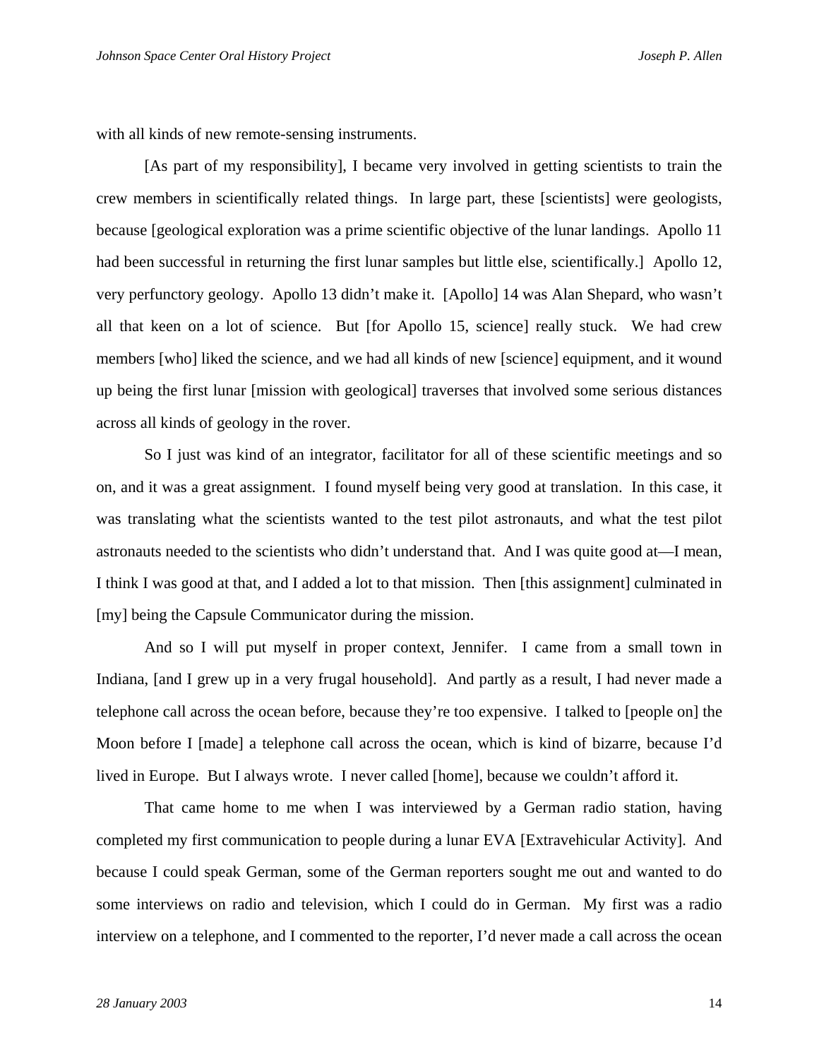with all kinds of new remote-sensing instruments.

[As part of my responsibility], I became very involved in getting scientists to train the crew members in scientifically related things. In large part, these [scientists] were geologists, because [geological exploration was a prime scientific objective of the lunar landings. Apollo 11 had been successful in returning the first lunar samples but little else, scientifically.] Apollo 12, very perfunctory geology. Apollo 13 didn't make it. [Apollo] 14 was Alan Shepard, who wasn't all that keen on a lot of science. But [for Apollo 15, science] really stuck. We had crew members [who] liked the science, and we had all kinds of new [science] equipment, and it wound up being the first lunar [mission with geological] traverses that involved some serious distances across all kinds of geology in the rover.

So I just was kind of an integrator, facilitator for all of these scientific meetings and so on, and it was a great assignment. I found myself being very good at translation. In this case, it was translating what the scientists wanted to the test pilot astronauts, and what the test pilot astronauts needed to the scientists who didn't understand that. And I was quite good at—I mean, I think I was good at that, and I added a lot to that mission. Then [this assignment] culminated in [my] being the Capsule Communicator during the mission.

And so I will put myself in proper context, Jennifer. I came from a small town in Indiana, [and I grew up in a very frugal household]. And partly as a result, I had never made a telephone call across the ocean before, because they're too expensive. I talked to [people on] the Moon before I [made] a telephone call across the ocean, which is kind of bizarre, because I'd lived in Europe. But I always wrote. I never called [home], because we couldn't afford it.

That came home to me when I was interviewed by a German radio station, having completed my first communication to people during a lunar EVA [Extravehicular Activity]. And because I could speak German, some of the German reporters sought me out and wanted to do some interviews on radio and television, which I could do in German. My first was a radio interview on a telephone, and I commented to the reporter, I'd never made a call across the ocean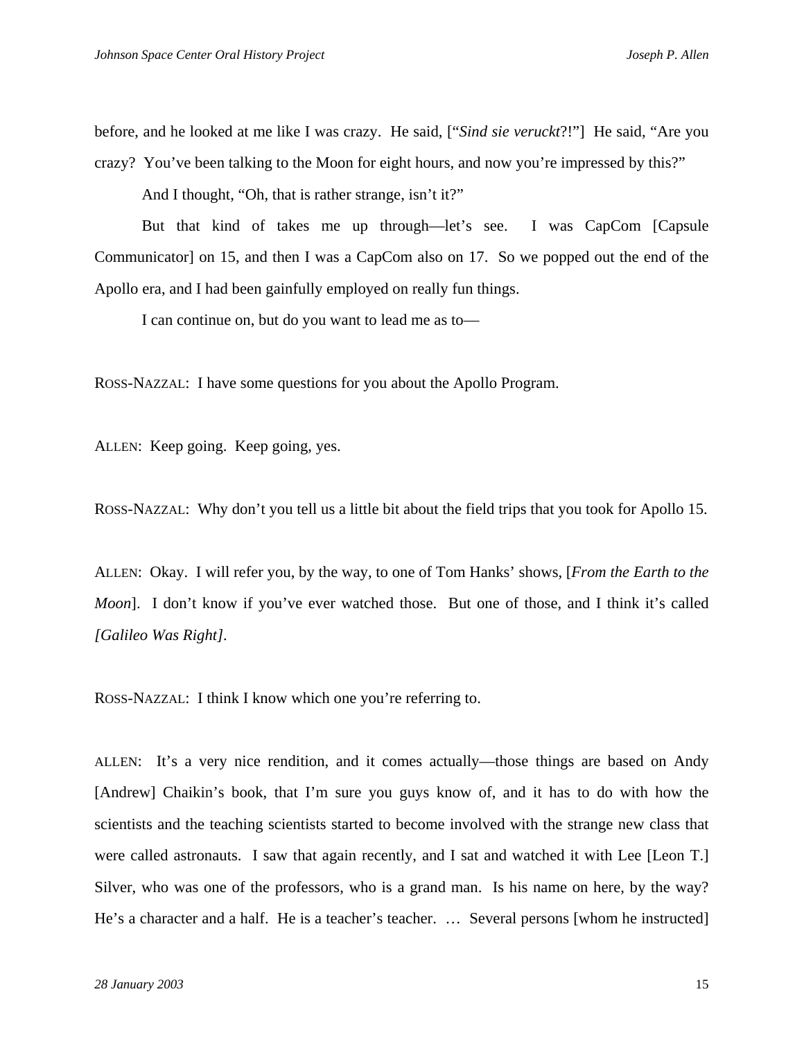before, and he looked at me like I was crazy. He said, ["*Sind sie veruckt*?!"] He said, "Are you crazy? You've been talking to the Moon for eight hours, and now you're impressed by this?"

And I thought, "Oh, that is rather strange, isn't it?"

But that kind of takes me up through—let's see. I was CapCom [Capsule Communicator] on 15, and then I was a CapCom also on 17. So we popped out the end of the Apollo era, and I had been gainfully employed on really fun things.

I can continue on, but do you want to lead me as to—

ROSS-NAZZAL: I have some questions for you about the Apollo Program.

ALLEN: Keep going. Keep going, yes.

ROSS-NAZZAL: Why don't you tell us a little bit about the field trips that you took for Apollo 15.

ALLEN: Okay. I will refer you, by the way, to one of Tom Hanks' shows, [*From the Earth to the Moon*]. I don't know if you've ever watched those. But one of those, and I think it's called *[Galileo Was Right]*.

ROSS-NAZZAL: I think I know which one you're referring to.

ALLEN: It's a very nice rendition, and it comes actually—those things are based on Andy [Andrew] Chaikin's book, that I'm sure you guys know of, and it has to do with how the scientists and the teaching scientists started to become involved with the strange new class that were called astronauts. I saw that again recently, and I sat and watched it with Lee [Leon T.] Silver, who was one of the professors, who is a grand man. Is his name on here, by the way? He's a character and a half. He is a teacher's teacher. … Several persons [whom he instructed]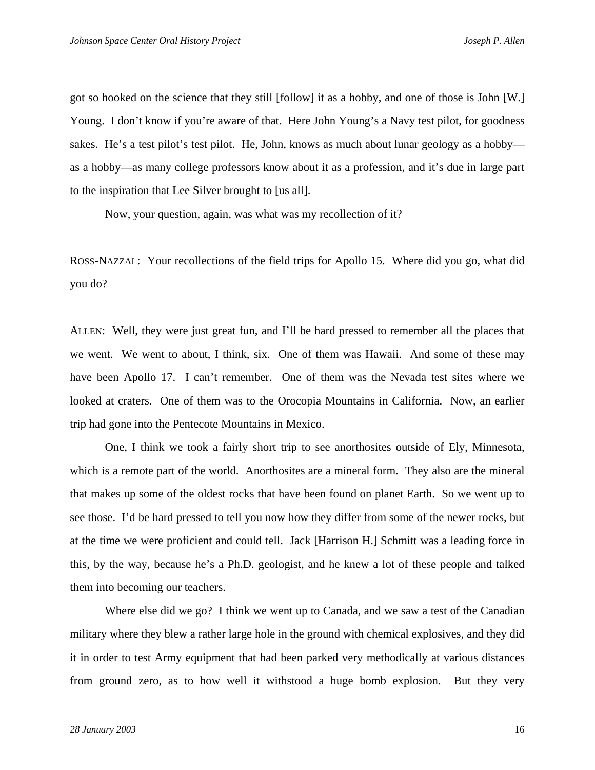got so hooked on the science that they still [follow] it as a hobby, and one of those is John [W.] Young. I don't know if you're aware of that. Here John Young's a Navy test pilot, for goodness sakes. He's a test pilot's test pilot. He, John, knows as much about lunar geology as a hobby—as a hobby—as many college professors know about it as a profession, and it's due in large part to the inspiration that Lee Silver brought to [us all].

Now, your question, again, was what was my recollection of it?

ROSS-NAZZAL: Your recollections of the field trips for Apollo 15. Where did you go, what did you do?

ALLEN: Well, they were just great fun, and I'll be hard pressed to remember all the places that we went. We went to about, I think, six. One of them was Hawaii. And some of these may have been Apollo 17. I can't remember. One of them was the Nevada test sites where we looked at craters. One of them was to the Orocopia Mountains in California. Now, an earlier trip had gone into the Pentecote Mountains in Mexico.

One, I think we took a fairly short trip to see anorthosites outside of Ely, Minnesota, which is a remote part of the world. Anorthosites are a mineral form. They also are the mineral that makes up some of the oldest rocks that have been found on planet Earth. So we went up to see those. I'd be hard pressed to tell you now how they differ from some of the newer rocks, but at the time we were proficient and could tell. Jack [Harrison H.] Schmitt was a leading force in this, by the way, because he's a Ph.D. geologist, and he knew a lot of these people and talked them into becoming our teachers.

Where else did we go? I think we went up to Canada, and we saw a test of the Canadian military where they blew a rather large hole in the ground with chemical explosives, and they did it in order to test Army equipment that had been parked very methodically at various distances from ground zero, as to how well it withstood a huge bomb explosion. But they very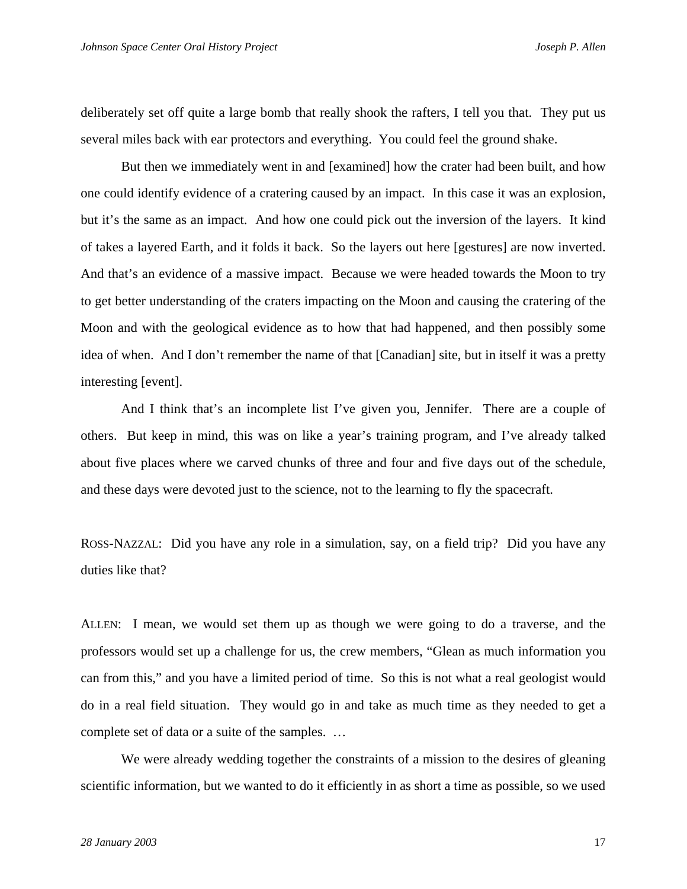deliberately set off quite a large bomb that really shook the rafters, I tell you that. They put us several miles back with ear protectors and everything. You could feel the ground shake.

But then we immediately went in and [examined] how the crater had been built, and how one could identify evidence of a cratering caused by an impact. In this case it was an explosion, but it's the same as an impact. And how one could pick out the inversion of the layers. It kind of takes a layered Earth, and it folds it back. So the layers out here [gestures] are now inverted. And that's an evidence of a massive impact. Because we were headed towards the Moon to try to get better understanding of the craters impacting on the Moon and causing the cratering of the Moon and with the geological evidence as to how that had happened, and then possibly some idea of when. And I don't remember the name of that [Canadian] site, but in itself it was a pretty interesting [event].

And I think that's an incomplete list I've given you, Jennifer. There are a couple of others. But keep in mind, this was on like a year's training program, and I've already talked about five places where we carved chunks of three and four and five days out of the schedule, and these days were devoted just to the science, not to the learning to fly the spacecraft.

ROSS-NAZZAL: Did you have any role in a simulation, say, on a field trip? Did you have any duties like that?

ALLEN: I mean, we would set them up as though we were going to do a traverse, and the professors would set up a challenge for us, the crew members, "Glean as much information you can from this," and you have a limited period of time. So this is not what a real geologist would do in a real field situation. They would go in and take as much time as they needed to get a complete set of data or a suite of the samples. …

We were already wedding together the constraints of a mission to the desires of gleaning scientific information, but we wanted to do it efficiently in as short a time as possible, so we used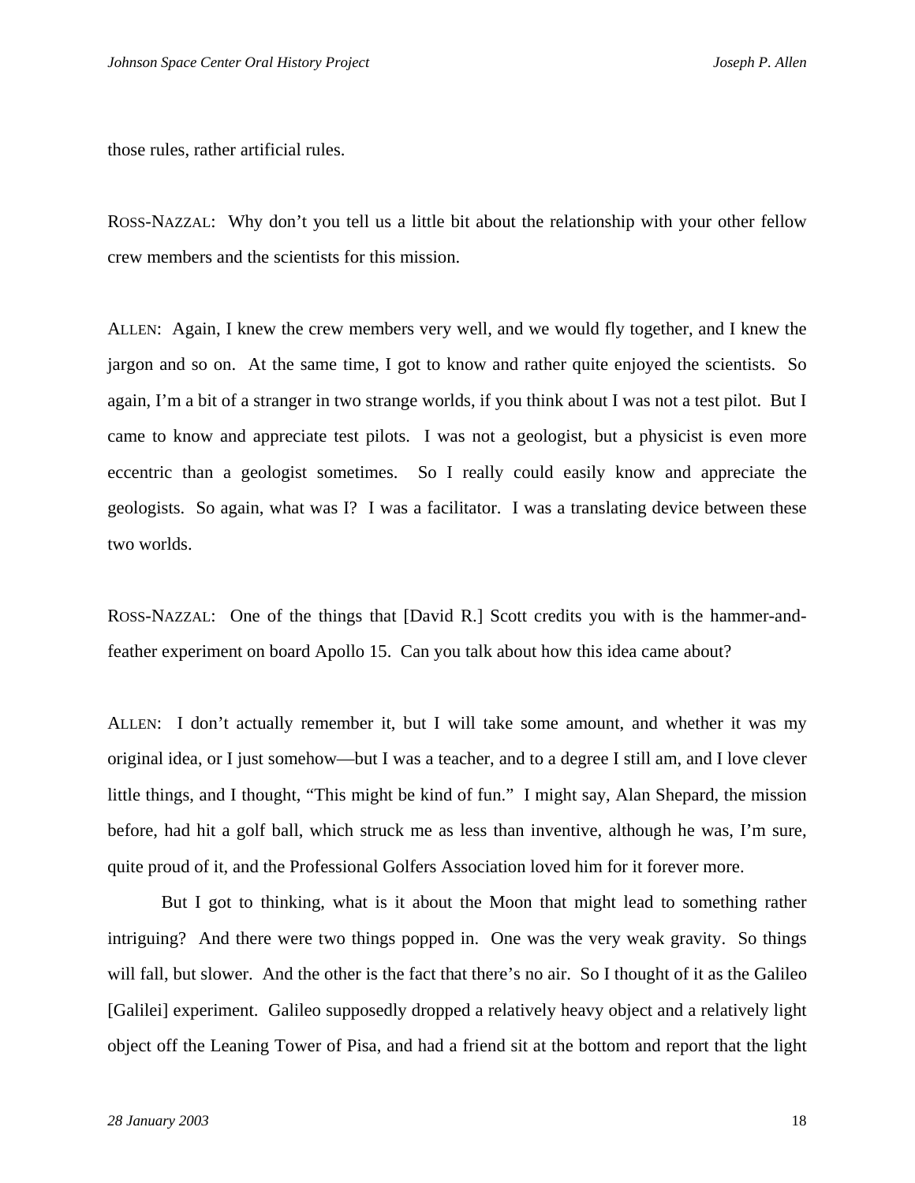those rules, rather artificial rules.

ROSS-NAZZAL: Why don't you tell us a little bit about the relationship with your other fellow crew members and the scientists for this mission.

ALLEN: Again, I knew the crew members very well, and we would fly together, and I knew the jargon and so on. At the same time, I got to know and rather quite enjoyed the scientists. So again, I'm a bit of a stranger in two strange worlds, if you think about I was not a test pilot. But I came to know and appreciate test pilots. I was not a geologist, but a physicist is even more eccentric than a geologist sometimes. So I really could easily know and appreciate the geologists. So again, what was I? I was a facilitator. I was a translating device between these two worlds.

ROSS-NAZZAL: One of the things that [David R.] Scott credits you with is the hammer-and-feather experiment on board Apollo 15. Can you talk about how this idea came about?

ALLEN: I don't actually remember it, but I will take some amount, and whether it was my original idea, or I just somehow—but I was a teacher, and to a degree I still am, and I love clever little things, and I thought, "This might be kind of fun." I might say, Alan Shepard, the mission before, had hit a golf ball, which struck me as less than inventive, although he was, I'm sure, quite proud of it, and the Professional Golfers Association loved him for it forever more.

But I got to thinking, what is it about the Moon that might lead to something rather intriguing? And there were two things popped in. One was the very weak gravity. So things will fall, but slower. And the other is the fact that there's no air. So I thought of it as the Galileo [Galilei] experiment. Galileo supposedly dropped a relatively heavy object and a relatively light object off the Leaning Tower of Pisa, and had a friend sit at the bottom and report that the light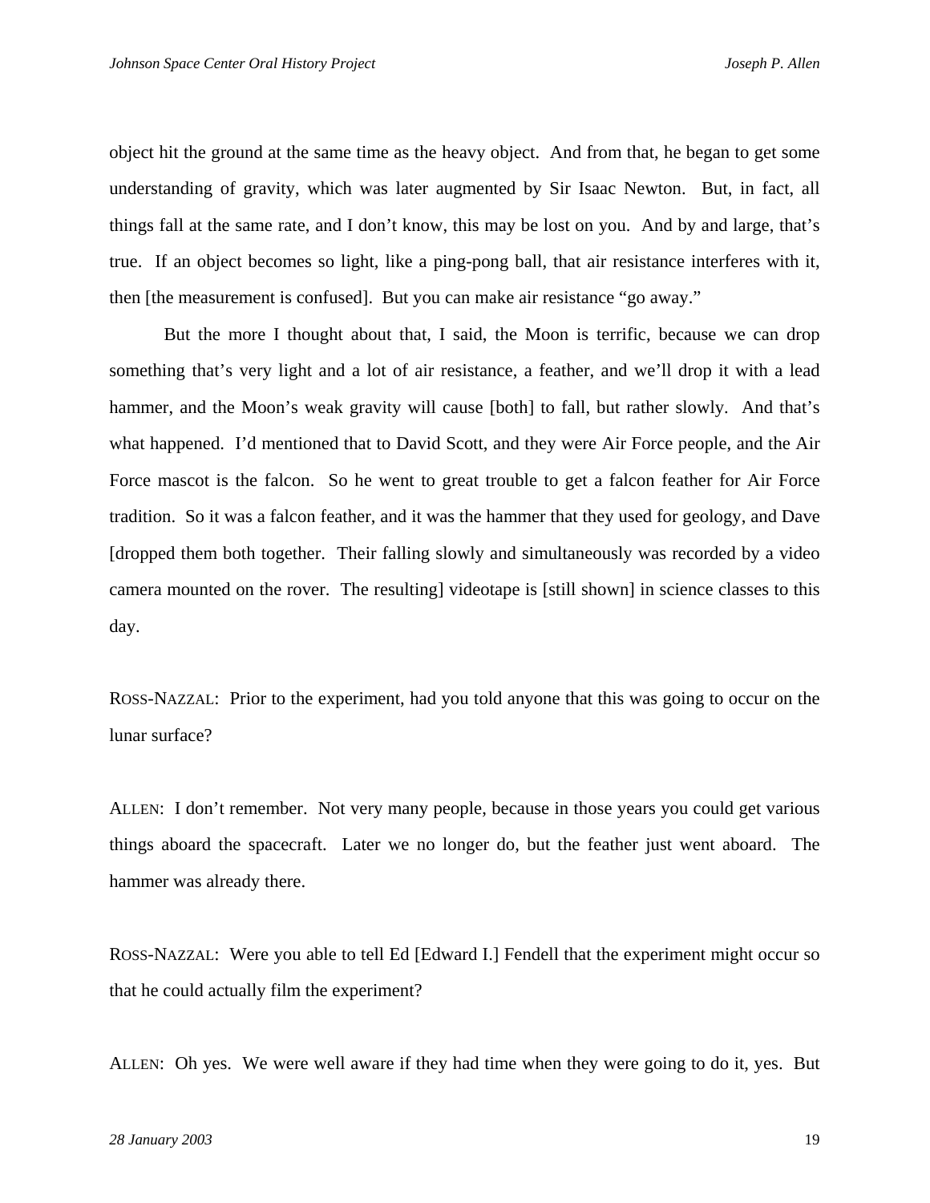object hit the ground at the same time as the heavy object. And from that, he began to get some understanding of gravity, which was later augmented by Sir Isaac Newton. But, in fact, all things fall at the same rate, and I don't know, this may be lost on you. And by and large, that's true. If an object becomes so light, like a ping-pong ball, that air resistance interferes with it, then [the measurement is confused]. But you can make air resistance "go away."

But the more I thought about that, I said, the Moon is terrific, because we can drop something that's very light and a lot of air resistance, a feather, and we'll drop it with a lead hammer, and the Moon's weak gravity will cause [both] to fall, but rather slowly. And that's what happened. I'd mentioned that to David Scott, and they were Air Force people, and the Air Force mascot is the falcon. So he went to great trouble to get a falcon feather for Air Force tradition. So it was a falcon feather, and it was the hammer that they used for geology, and Dave [dropped them both together. Their falling slowly and simultaneously was recorded by a video camera mounted on the rover. The resulting] videotape is [still shown] in science classes to this day.

ROSS-NAZZAL: Prior to the experiment, had you told anyone that this was going to occur on the lunar surface?

ALLEN: I don't remember. Not very many people, because in those years you could get various things aboard the spacecraft. Later we no longer do, but the feather just went aboard. The hammer was already there.

ROSS-NAZZAL: Were you able to tell Ed [Edward I.] Fendell that the experiment might occur so that he could actually film the experiment?

ALLEN: Oh yes. We were well aware if they had time when they were going to do it, yes. But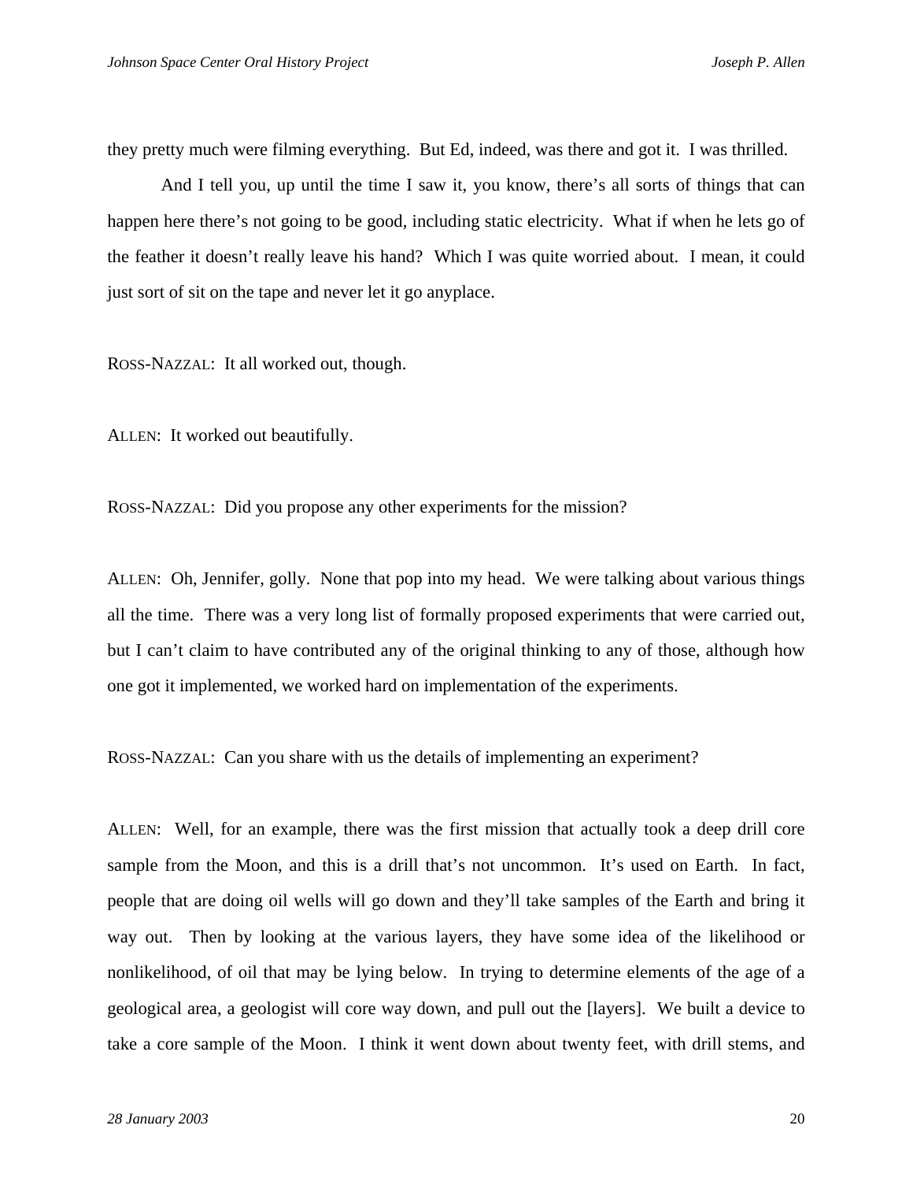they pretty much were filming everything. But Ed, indeed, was there and got it. I was thrilled.

And I tell you, up until the time I saw it, you know, there's all sorts of things that can happen here there's not going to be good, including static electricity. What if when he lets go of the feather it doesn't really leave his hand? Which I was quite worried about. I mean, it could just sort of sit on the tape and never let it go anyplace.

ROSS-NAZZAL: It all worked out, though.

ALLEN: It worked out beautifully.

ROSS-NAZZAL: Did you propose any other experiments for the mission?

ALLEN: Oh, Jennifer, golly. None that pop into my head. We were talking about various things all the time. There was a very long list of formally proposed experiments that were carried out, but I can't claim to have contributed any of the original thinking to any of those, although how one got it implemented, we worked hard on implementation of the experiments.

ROSS-NAZZAL: Can you share with us the details of implementing an experiment?

ALLEN: Well, for an example, there was the first mission that actually took a deep drill core sample from the Moon, and this is a drill that's not uncommon. It's used on Earth. In fact, people that are doing oil wells will go down and they'll take samples of the Earth and bring it way out. Then by looking at the various layers, they have some idea of the likelihood or nonlikelihood, of oil that may be lying below. In trying to determine elements of the age of a geological area, a geologist will core way down, and pull out the [layers]. We built a device to take a core sample of the Moon. I think it went down about twenty feet, with drill stems, and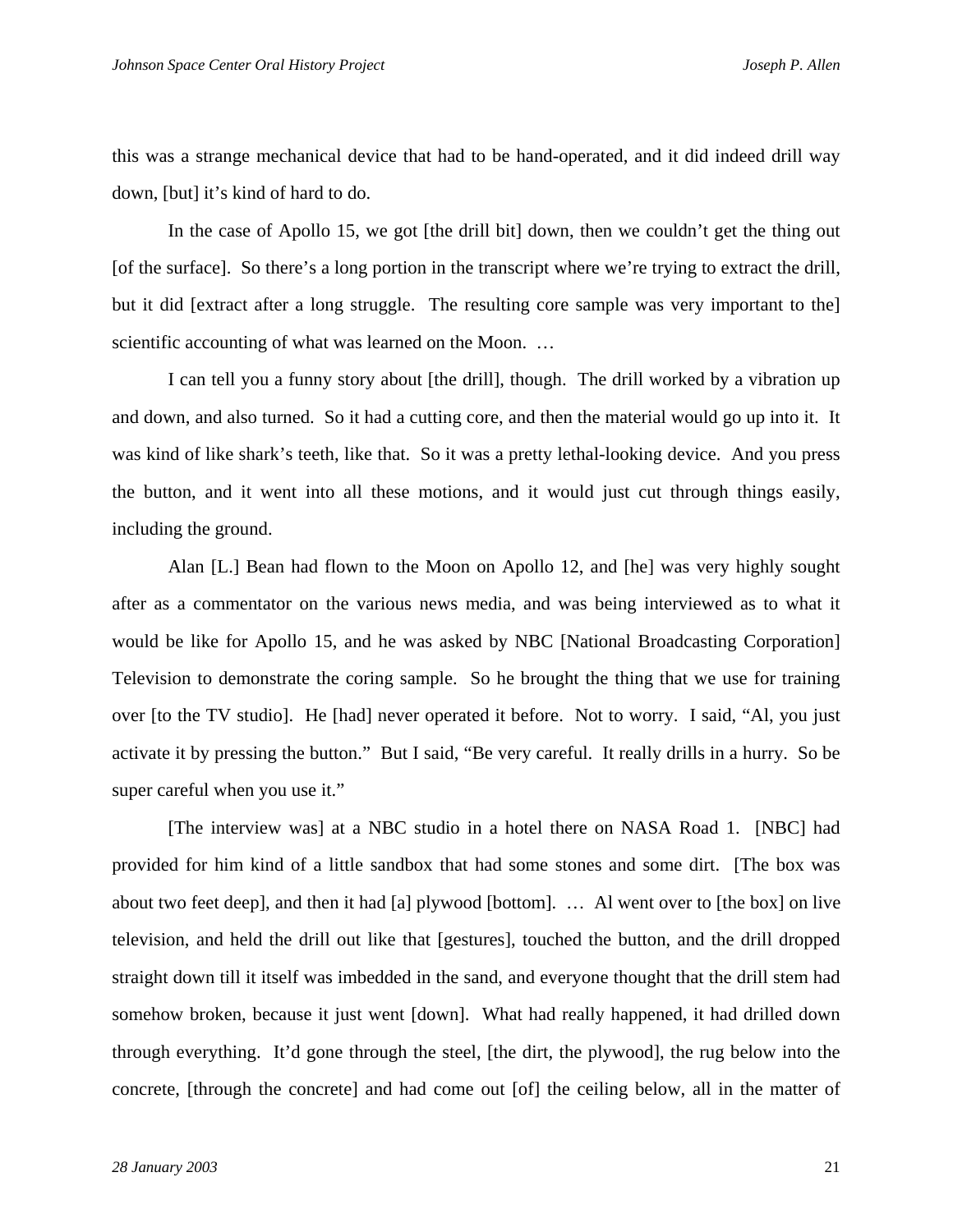this was a strange mechanical device that had to be hand-operated, and it did indeed drill way down, [but] it's kind of hard to do.

In the case of Apollo 15, we got [the drill bit] down, then we couldn't get the thing out [of the surface]. So there's a long portion in the transcript where we're trying to extract the drill, but it did [extract after a long struggle. The resulting core sample was very important to the] scientific accounting of what was learned on the Moon. …

I can tell you a funny story about [the drill], though. The drill worked by a vibration up and down, and also turned. So it had a cutting core, and then the material would go up into it. It was kind of like shark's teeth, like that. So it was a pretty lethal-looking device. And you press the button, and it went into all these motions, and it would just cut through things easily, including the ground.

Alan [L.] Bean had flown to the Moon on Apollo 12, and [he] was very highly sought after as a commentator on the various news media, and was being interviewed as to what it would be like for Apollo 15, and he was asked by NBC [National Broadcasting Corporation] Television to demonstrate the coring sample. So he brought the thing that we use for training over [to the TV studio]. He [had] never operated it before. Not to worry. I said, "Al, you just activate it by pressing the button." But I said, "Be very careful. It really drills in a hurry. So be super careful when you use it."

[The interview was] at a NBC studio in a hotel there on NASA Road 1. [NBC] had provided for him kind of a little sandbox that had some stones and some dirt. [The box was about two feet deep], and then it had [a] plywood [bottom]. … Al went over to [the box] on live television, and held the drill out like that [gestures], touched the button, and the drill dropped straight down till it itself was imbedded in the sand, and everyone thought that the drill stem had somehow broken, because it just went [down]. What had really happened, it had drilled down through everything. It'd gone through the steel, [the dirt, the plywood], the rug below into the concrete, [through the concrete] and had come out [of] the ceiling below, all in the matter of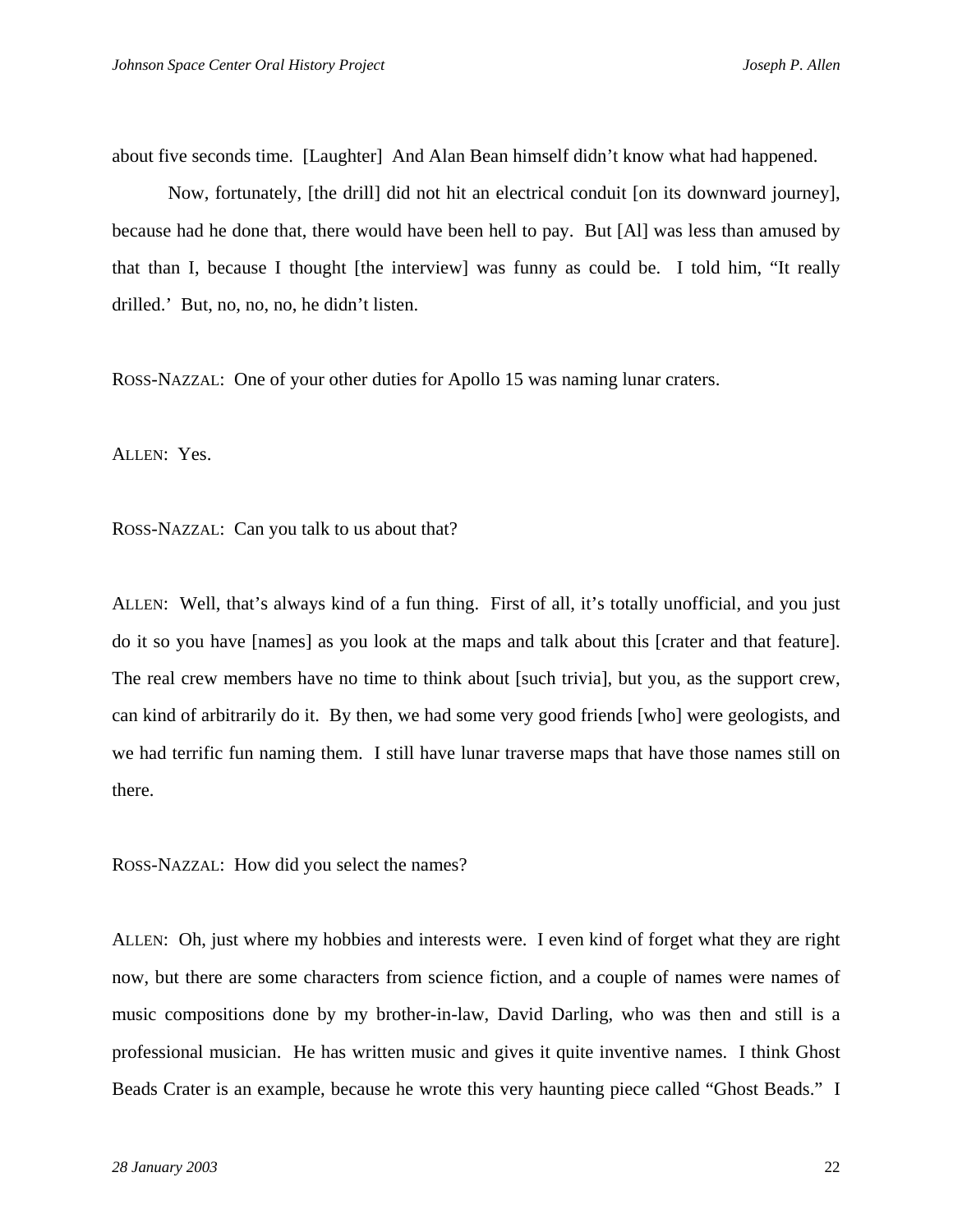about five seconds time. [Laughter] And Alan Bean himself didn't know what had happened.

Now, fortunately, [the drill] did not hit an electrical conduit [on its downward journey], because had he done that, there would have been hell to pay. But [Al] was less than amused by that than I, because I thought [the interview] was funny as could be. I told him, "It really drilled.' But, no, no, no, he didn't listen.

ROSS-NAZZAL: One of your other duties for Apollo 15 was naming lunar craters.

ALLEN: Yes.

ROSS-NAZZAL: Can you talk to us about that?

ALLEN: Well, that's always kind of a fun thing. First of all, it's totally unofficial, and you just do it so you have [names] as you look at the maps and talk about this [crater and that feature]. The real crew members have no time to think about [such trivia], but you, as the support crew, can kind of arbitrarily do it. By then, we had some very good friends [who] were geologists, and we had terrific fun naming them. I still have lunar traverse maps that have those names still on there.

ROSS-NAZZAL: How did you select the names?

ALLEN: Oh, just where my hobbies and interests were. I even kind of forget what they are right now, but there are some characters from science fiction, and a couple of names were names of music compositions done by my brother-in-law, David Darling, who was then and still is a professional musician. He has written music and gives it quite inventive names. I think Ghost Beads Crater is an example, because he wrote this very haunting piece called "Ghost Beads." I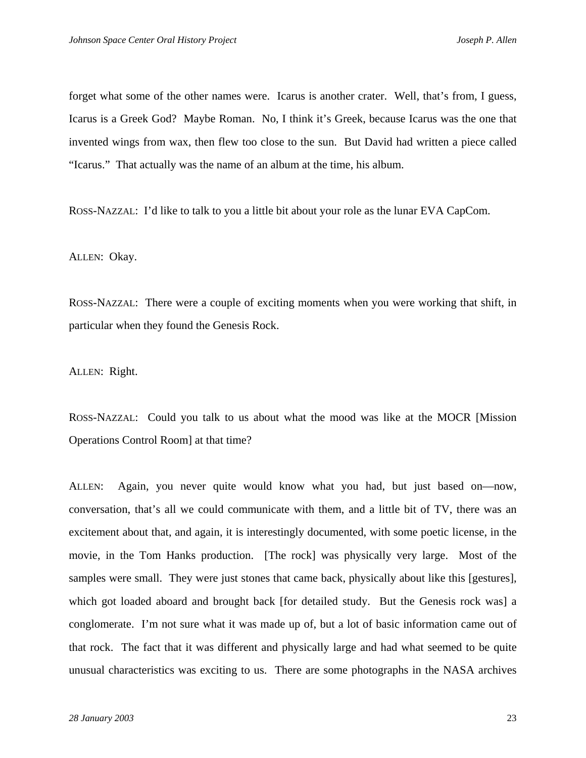forget what some of the other names were. Icarus is another crater. Well, that's from, I guess, Icarus is a Greek God? Maybe Roman. No, I think it's Greek, because Icarus was the one that invented wings from wax, then flew too close to the sun. But David had written a piece called "Icarus." That actually was the name of an album at the time, his album.

ROSS-NAZZAL: I'd like to talk to you a little bit about your role as the lunar EVA CapCom.

ALLEN: Okay.

ROSS-NAZZAL: There were a couple of exciting moments when you were working that shift, in particular when they found the Genesis Rock.

ALLEN: Right.

ROSS-NAZZAL: Could you talk to us about what the mood was like at the MOCR [Mission Operations Control Room] at that time?

ALLEN: Again, you never quite would know what you had, but just based on—now, conversation, that's all we could communicate with them, and a little bit of TV, there was an excitement about that, and again, it is interestingly documented, with some poetic license, in the movie, in the Tom Hanks production. [The rock] was physically very large. Most of the samples were small. They were just stones that came back, physically about like this [gestures], which got loaded aboard and brought back [for detailed study. But the Genesis rock was] a conglomerate. I'm not sure what it was made up of, but a lot of basic information came out of that rock. The fact that it was different and physically large and had what seemed to be quite unusual characteristics was exciting to us. There are some photographs in the NASA archives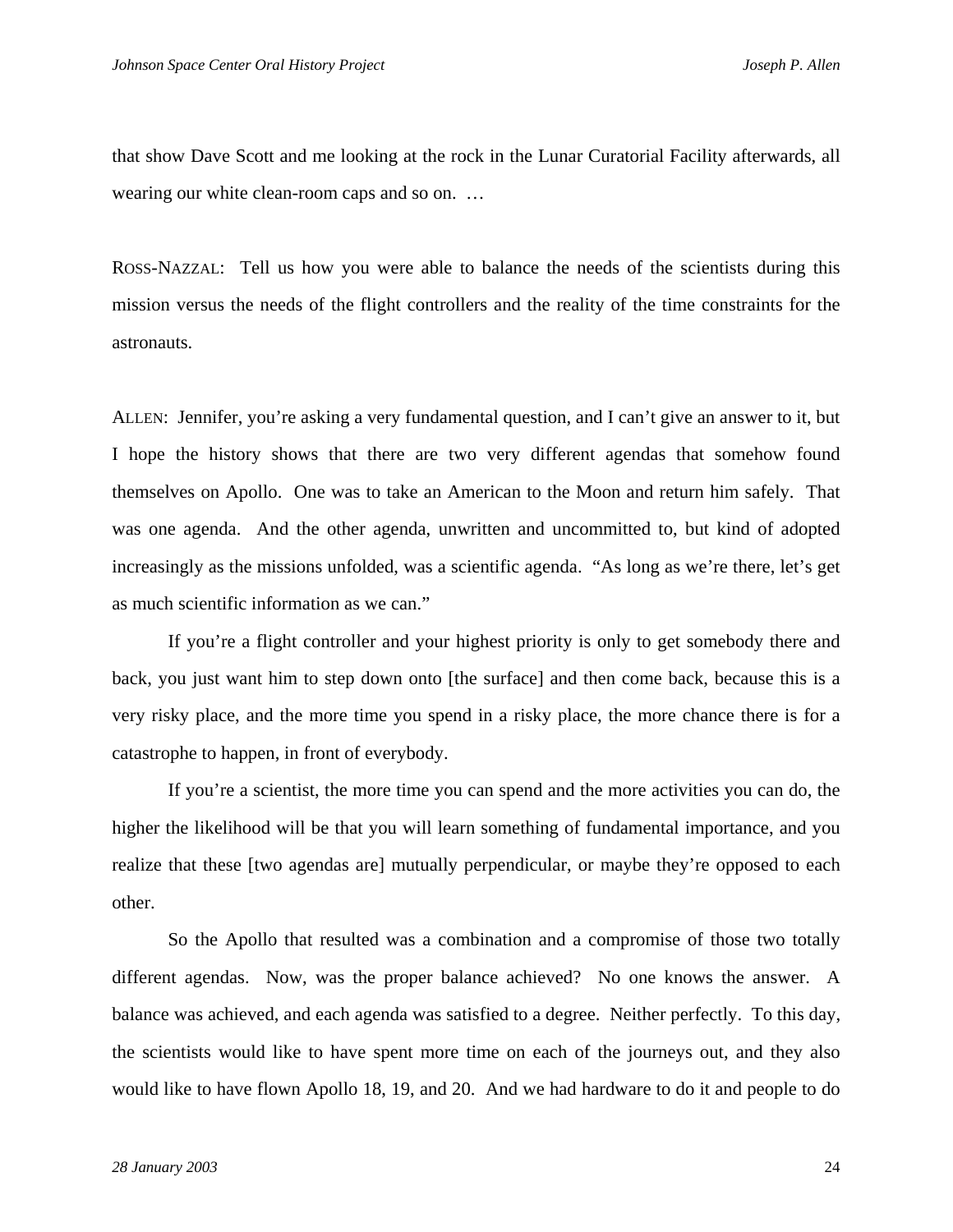that show Dave Scott and me looking at the rock in the Lunar Curatorial Facility afterwards, all wearing our white clean-room caps and so on. …

ROSS-NAZZAL: Tell us how you were able to balance the needs of the scientists during this mission versus the needs of the flight controllers and the reality of the time constraints for the astronauts.

ALLEN: Jennifer, you're asking a very fundamental question, and I can't give an answer to it, but I hope the history shows that there are two very different agendas that somehow found themselves on Apollo. One was to take an American to the Moon and return him safely. That was one agenda. And the other agenda, unwritten and uncommitted to, but kind of adopted increasingly as the missions unfolded, was a scientific agenda. "As long as we're there, let's get as much scientific information as we can."

If you're a flight controller and your highest priority is only to get somebody there and back, you just want him to step down onto [the surface] and then come back, because this is a very risky place, and the more time you spend in a risky place, the more chance there is for a catastrophe to happen, in front of everybody.

If you're a scientist, the more time you can spend and the more activities you can do, the higher the likelihood will be that you will learn something of fundamental importance, and you realize that these [two agendas are] mutually perpendicular, or maybe they're opposed to each other.

So the Apollo that resulted was a combination and a compromise of those two totally different agendas. Now, was the proper balance achieved? No one knows the answer. A balance was achieved, and each agenda was satisfied to a degree. Neither perfectly. To this day, the scientists would like to have spent more time on each of the journeys out, and they also would like to have flown Apollo 18, 19, and 20. And we had hardware to do it and people to do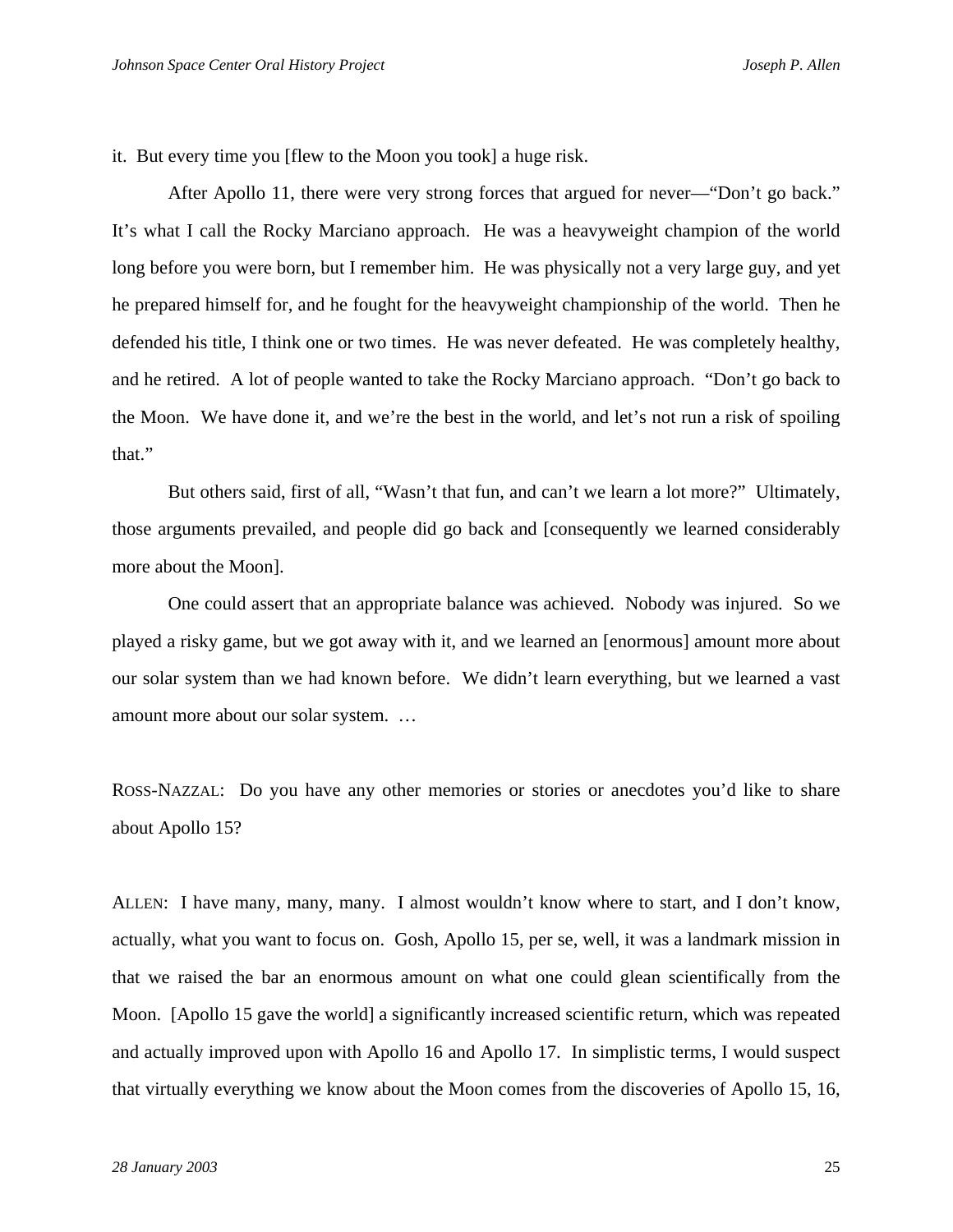it. But every time you [flew to the Moon you took] a huge risk.

After Apollo 11, there were very strong forces that argued for never—"Don't go back." It's what I call the Rocky Marciano approach. He was a heavyweight champion of the world long before you were born, but I remember him. He was physically not a very large guy, and yet he prepared himself for, and he fought for the heavyweight championship of the world. Then he defended his title, I think one or two times. He was never defeated. He was completely healthy, and he retired. A lot of people wanted to take the Rocky Marciano approach. "Don't go back to the Moon. We have done it, and we're the best in the world, and let's not run a risk of spoiling that."

But others said, first of all, "Wasn't that fun, and can't we learn a lot more?" Ultimately, those arguments prevailed, and people did go back and [consequently we learned considerably more about the Moon].

One could assert that an appropriate balance was achieved. Nobody was injured. So we played a risky game, but we got away with it, and we learned an [enormous] amount more about our solar system than we had known before. We didn't learn everything, but we learned a vast amount more about our solar system. …

ROSS-NAZZAL: Do you have any other memories or stories or anecdotes you'd like to share about Apollo 15?

ALLEN: I have many, many, many. I almost wouldn't know where to start, and I don't know, actually, what you want to focus on. Gosh, Apollo 15, per se, well, it was a landmark mission in that we raised the bar an enormous amount on what one could glean scientifically from the Moon. [Apollo 15 gave the world] a significantly increased scientific return, which was repeated and actually improved upon with Apollo 16 and Apollo 17. In simplistic terms, I would suspect that virtually everything we know about the Moon comes from the discoveries of Apollo 15, 16,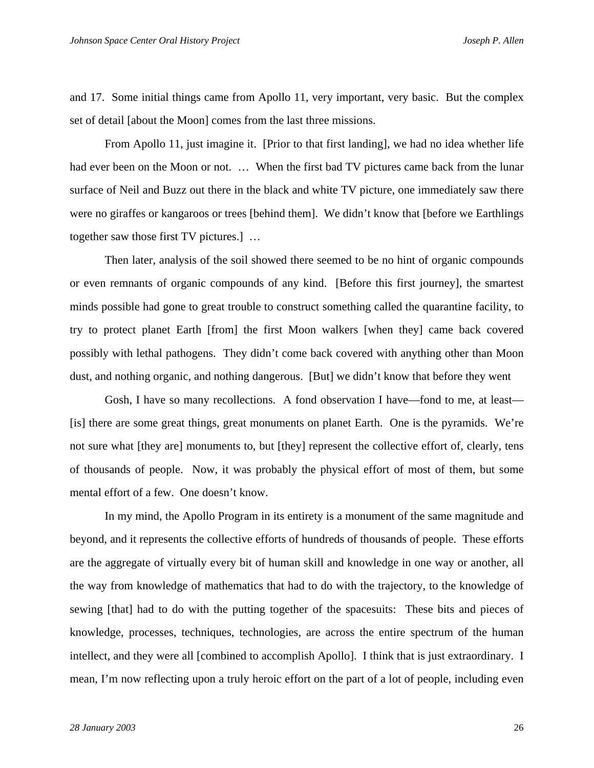and 17. Some initial things came from Apollo 11, very important, very basic. But the complex set of detail [about the Moon] comes from the last three missions.

From Apollo 11, just imagine it. [Prior to that first landing], we had no idea whether life had ever been on the Moon or not. … When the first bad TV pictures came back from the lunar surface of Neil and Buzz out there in the black and white TV picture, one immediately saw there were no giraffes or kangaroos or trees [behind them]. We didn't know that [before we Earthlings together saw those first TV pictures.] …

Then later, analysis of the soil showed there seemed to be no hint of organic compounds or even remnants of organic compounds of any kind. [Before this first journey], the smartest minds possible had gone to great trouble to construct something called the quarantine facility, to try to protect planet Earth [from] the first Moon walkers [when they] came back covered possibly with lethal pathogens. They didn't come back covered with anything other than Moon dust, and nothing organic, and nothing dangerous. [But] we didn't know that before they went

Gosh, I have so many recollections. A fond observation I have—fond to me, at least—[is] there are some great things, great monuments on planet Earth. One is the pyramids. We're not sure what [they are] monuments to, but [they] represent the collective effort of, clearly, tens of thousands of people. Now, it was probably the physical effort of most of them, but some mental effort of a few. One doesn't know.

In my mind, the Apollo Program in its entirety is a monument of the same magnitude and beyond, and it represents the collective efforts of hundreds of thousands of people. These efforts are the aggregate of virtually every bit of human skill and knowledge in one way or another, all the way from knowledge of mathematics that had to do with the trajectory, to the knowledge of sewing [that] had to do with the putting together of the spacesuits: These bits and pieces of knowledge, processes, techniques, technologies, are across the entire spectrum of the human intellect, and they were all [combined to accomplish Apollo]. I think that is just extraordinary. I mean, I'm now reflecting upon a truly heroic effort on the part of a lot of people, including even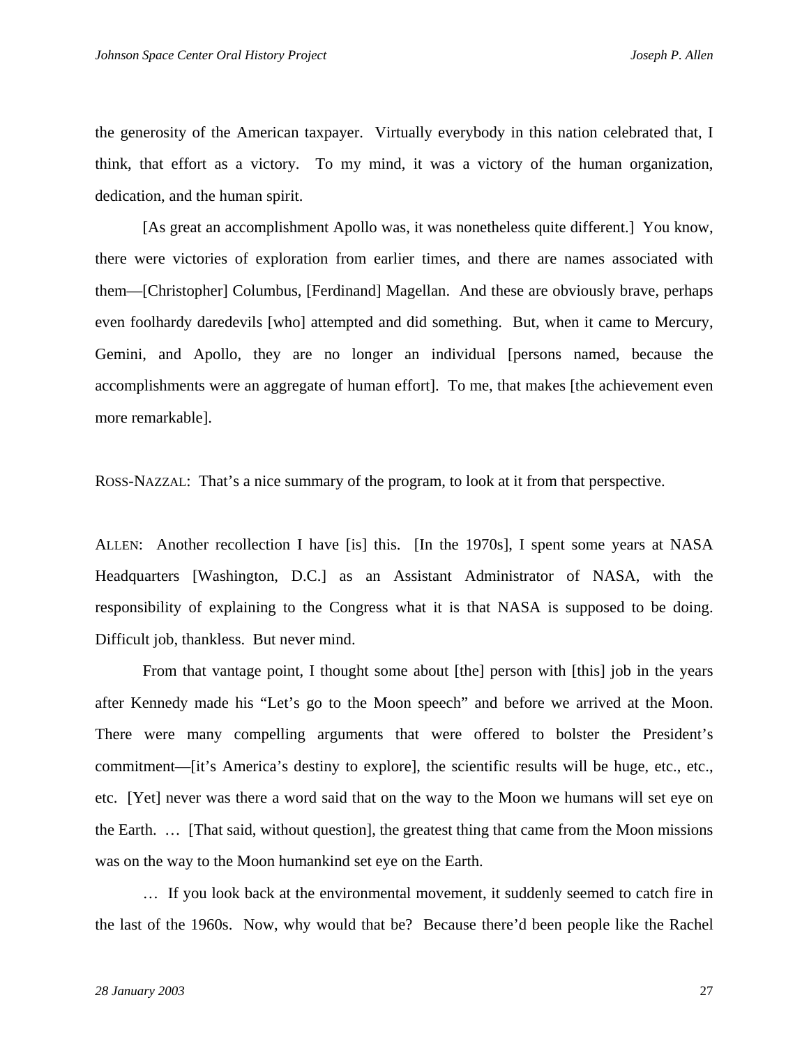the generosity of the American taxpayer. Virtually everybody in this nation celebrated that, I think, that effort as a victory. To my mind, it was a victory of the human organization, dedication, and the human spirit.

[As great an accomplishment Apollo was, it was nonetheless quite different.] You know, there were victories of exploration from earlier times, and there are names associated with them—[Christopher] Columbus, [Ferdinand] Magellan. And these are obviously brave, perhaps even foolhardy daredevils [who] attempted and did something. But, when it came to Mercury, Gemini, and Apollo, they are no longer an individual [persons named, because the accomplishments were an aggregate of human effort]. To me, that makes [the achievement even more remarkable].

ROSS-NAZZAL: That's a nice summary of the program, to look at it from that perspective.

ALLEN: Another recollection I have [is] this. [In the 1970s], I spent some years at NASA Headquarters [Washington, D.C.] as an Assistant Administrator of NASA, with the responsibility of explaining to the Congress what it is that NASA is supposed to be doing. Difficult job, thankless. But never mind.

From that vantage point, I thought some about [the] person with [this] job in the years after Kennedy made his "Let's go to the Moon speech" and before we arrived at the Moon. There were many compelling arguments that were offered to bolster the President's commitment—[it's America's destiny to explore], the scientific results will be huge, etc., etc., etc. [Yet] never was there a word said that on the way to the Moon we humans will set eye on the Earth. … [That said, without question], the greatest thing that came from the Moon missions was on the way to the Moon humankind set eye on the Earth.

… If you look back at the environmental movement, it suddenly seemed to catch fire in the last of the 1960s. Now, why would that be? Because there'd been people like the Rachel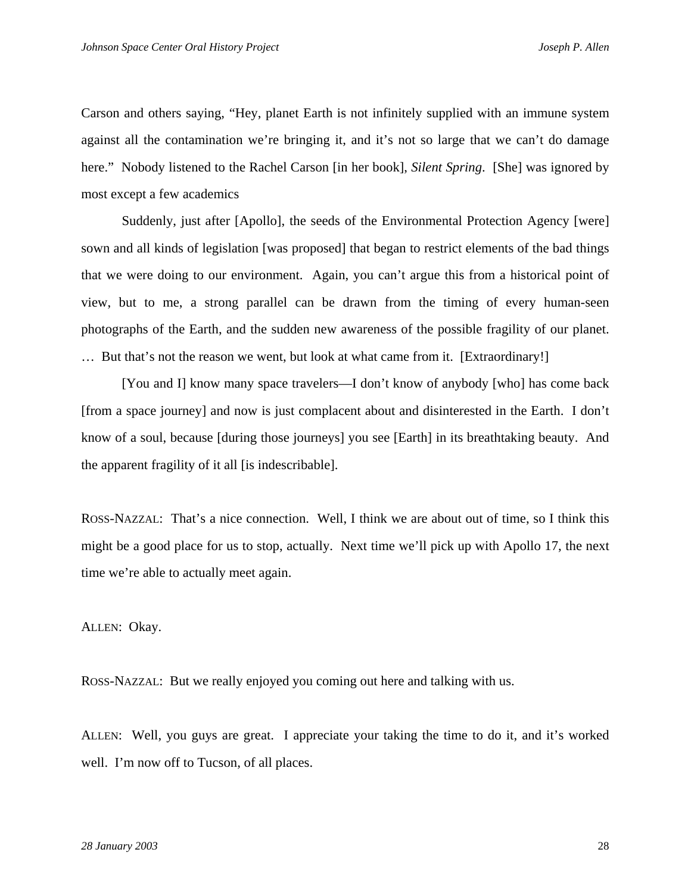Carson and others saying, "Hey, planet Earth is not infinitely supplied with an immune system against all the contamination we're bringing it, and it's not so large that we can't do damage here." Nobody listened to the Rachel Carson [in her book], *Silent Spring*. [She] was ignored by most except a few academics

Suddenly, just after [Apollo], the seeds of the Environmental Protection Agency [were] sown and all kinds of legislation [was proposed] that began to restrict elements of the bad things that we were doing to our environment. Again, you can't argue this from a historical point of view, but to me, a strong parallel can be drawn from the timing of every human-seen photographs of the Earth, and the sudden new awareness of the possible fragility of our planet. … But that's not the reason we went, but look at what came from it. [Extraordinary!]

[You and I] know many space travelers—I don't know of anybody [who] has come back [from a space journey] and now is just complacent about and disinterested in the Earth. I don't know of a soul, because [during those journeys] you see [Earth] in its breathtaking beauty. And the apparent fragility of it all [is indescribable].

ROSS-NAZZAL: That's a nice connection. Well, I think we are about out of time, so I think this might be a good place for us to stop, actually. Next time we'll pick up with Apollo 17, the next time we're able to actually meet again.

ALLEN: Okay.

ROSS-NAZZAL: But we really enjoyed you coming out here and talking with us.

ALLEN: Well, you guys are great. I appreciate your taking the time to do it, and it's worked well. I'm now off to Tucson, of all places.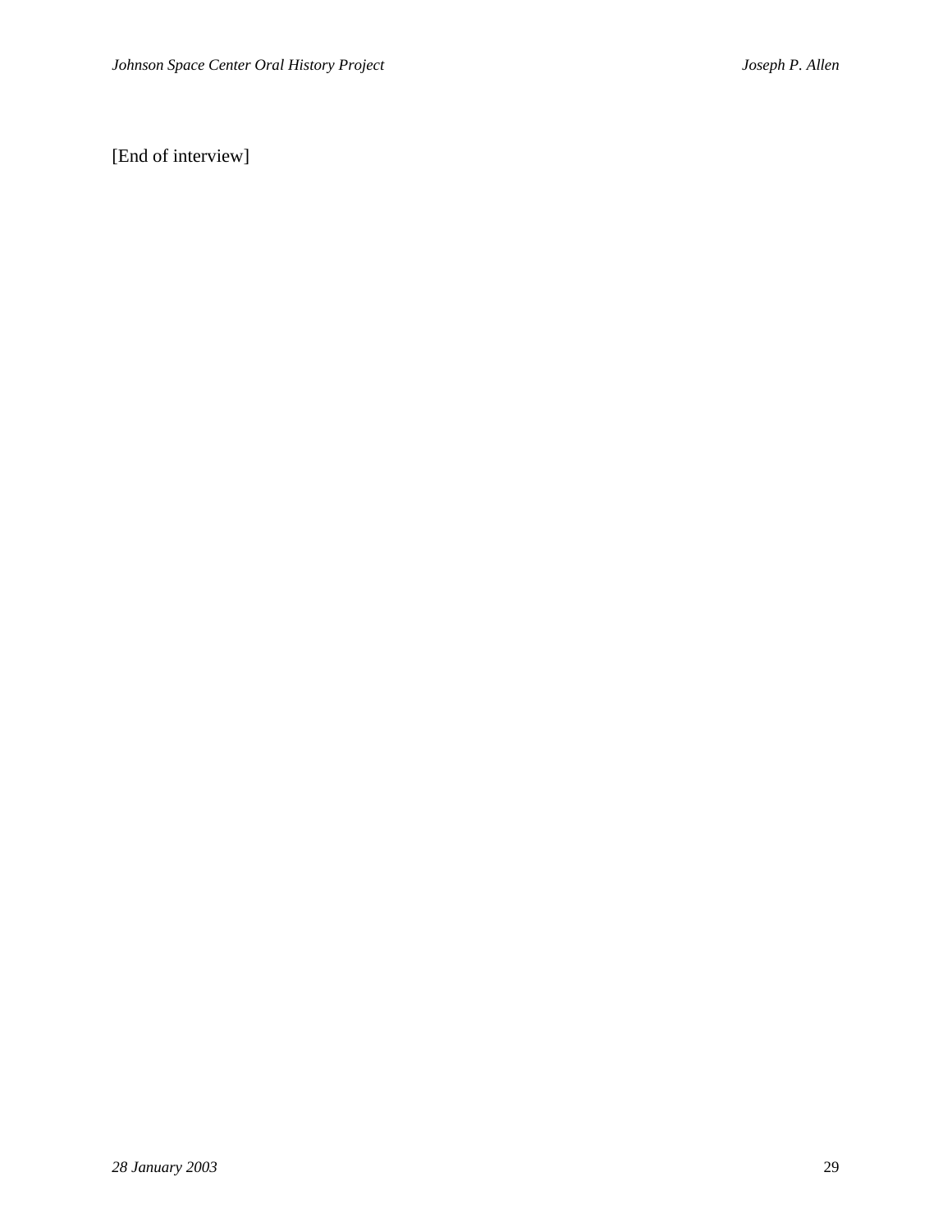[End of interview]